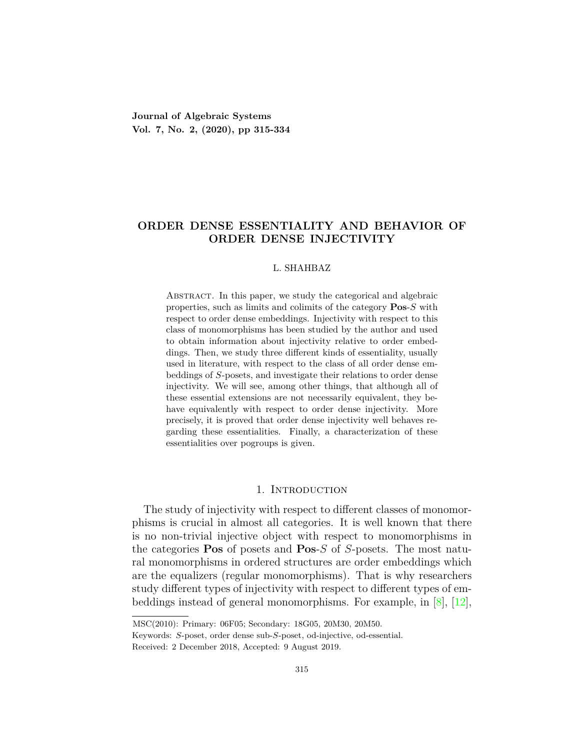**Journal of Algebraic Systems**
**Vol. 7, No. 2, (2020), pp 315-334**

# ORDER DENSE ESSENTIALITY AND BEHAVIOR OF ORDER DENSE INJECTIVITY

L. SHAHBAZ

Abstract. In this paper, we study the categorical and algebraic properties, such as limits and colimits of the category **Pos**-$S$ with respect to order dense embeddings. Injectivity with respect to this class of monomorphisms has been studied by the author and used to obtain information about injectivity relative to order embeddings. Then, we study three different kinds of essentiality, usually used in literature, with respect to the class of all order dense embeddings of $S$-posets, and investigate their relations to order dense injectivity. We will see, among other things, that although all of these essential extensions are not necessarily equivalent, they behave equivalently with respect to order dense injectivity. More precisely, it is proved that order dense injectivity well behaves regarding these essentialities. Finally, a characterization of these essentialities over pogroups is given.

## 1. Introduction

The study of injectivity with respect to different classes of monomorphisms is crucial in almost all categories. It is well known that there is no non-trivial injective object with respect to monomorphisms in the categories **Pos** of posets and **Pos**-$S$ of $S$-posets. The most natural monomorphisms in ordered structures are order embeddings which are the equalizers (regular monomorphisms). That is why researchers study different types of injectivity with respect to different types of embeddings instead of general monomorphisms. For example, in [8], [12],

MSC(2010): Primary: 06F05; Secondary: 18G05, 20M30, 20M50.

Keywords: $S$-poset, order dense sub-$S$-poset, od-injective, od-essential.

Received: 2 December 2018, Accepted: 9 August 2019.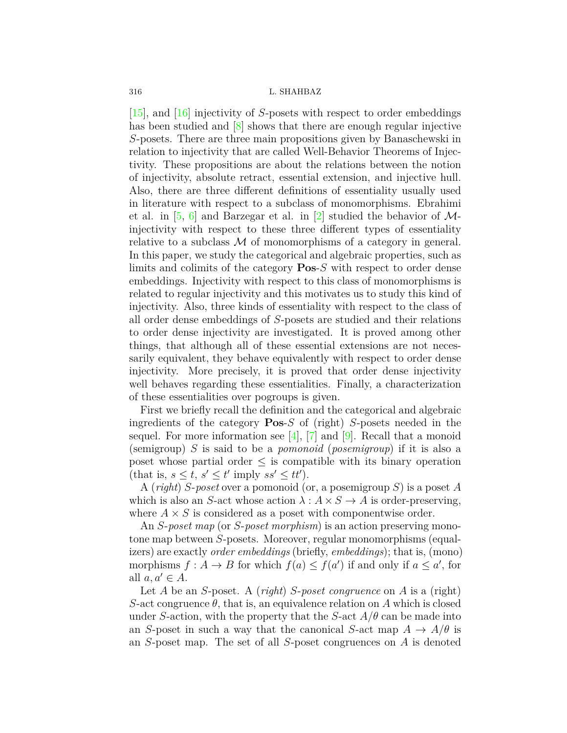[15], and [16] injectivity of $S$-posets with respect to order embeddings has been studied and [8] shows that there are enough regular injective $S$-posets. There are three main propositions given by Banaschewski in relation to injectivity that are called Well-Behavior Theorems of Injectivity. These propositions are about the relations between the notion of injectivity, absolute retract, essential extension, and injective hull. Also, there are three different definitions of essentiality usually used in literature with respect to a subclass of monomorphisms. Ebrahimi et al. in [5, 6] and Barzegar et al. in [2] studied the behavior of $\mathcal{M}$-injectivity with respect to these three different types of essentiality relative to a subclass $\mathcal{M}$ of monomorphisms of a category in general. In this paper, we study the categorical and algebraic properties, such as limits and colimits of the category **Pos**-$S$ with respect to order dense embeddings. Injectivity with respect to this class of monomorphisms is related to regular injectivity and this motivates us to study this kind of injectivity. Also, three kinds of essentiality with respect to the class of all order dense embeddings of $S$-posets are studied and their relations to order dense injectivity are investigated. It is proved among other things, that although all of these essential extensions are not necessarily equivalent, they behave equivalently with respect to order dense injectivity. More precisely, it is proved that order dense injectivity well behaves regarding these essentialities. Finally, a characterization of these essentialities over pogroups is given.

First we briefly recall the definition and the categorical and algebraic ingredients of the category **Pos**-$S$ of (right) $S$-posets needed in the sequel. For more information see [4], [7] and [9]. Recall that a monoid (semigroup) $S$ is said to be a *pomonoid* (*posemigroup*) if it is also a poset whose partial order $\leq$ is compatible with its binary operation (that is, $s \leq t$, $s' \leq t'$ imply $ss' \leq tt'$).

A (*right*) *S-poset* over a pomonoid (or, a posemigroup $S$) is a poset $A$ which is also an $S$-act whose action $\lambda : A \times S \to A$ is order-preserving, where $A \times S$ is considered as a poset with componentwise order.

An *S-poset map* (or *S-poset morphism*) is an action preserving monotone map between $S$-posets. Moreover, regular monomorphisms (equalizers) are exactly *order embeddings* (briefly, *embeddings*); that is, (mono) morphisms $f : A \to B$ for which $f(a) \leq f(a')$ if and only if $a \leq a'$, for all $a, a' \in A$.

Let $A$ be an $S$-poset. A (*right*) *S-poset congruence* on $A$ is a (right) $S$-act congruence $\theta$, that is, an equivalence relation on $A$ which is closed under $S$-action, with the property that the $S$-act $A/\theta$ can be made into an $S$-poset in such a way that the canonical $S$-act map $A \to A/\theta$ is an $S$-poset map. The set of all $S$-poset congruences on $A$ is denoted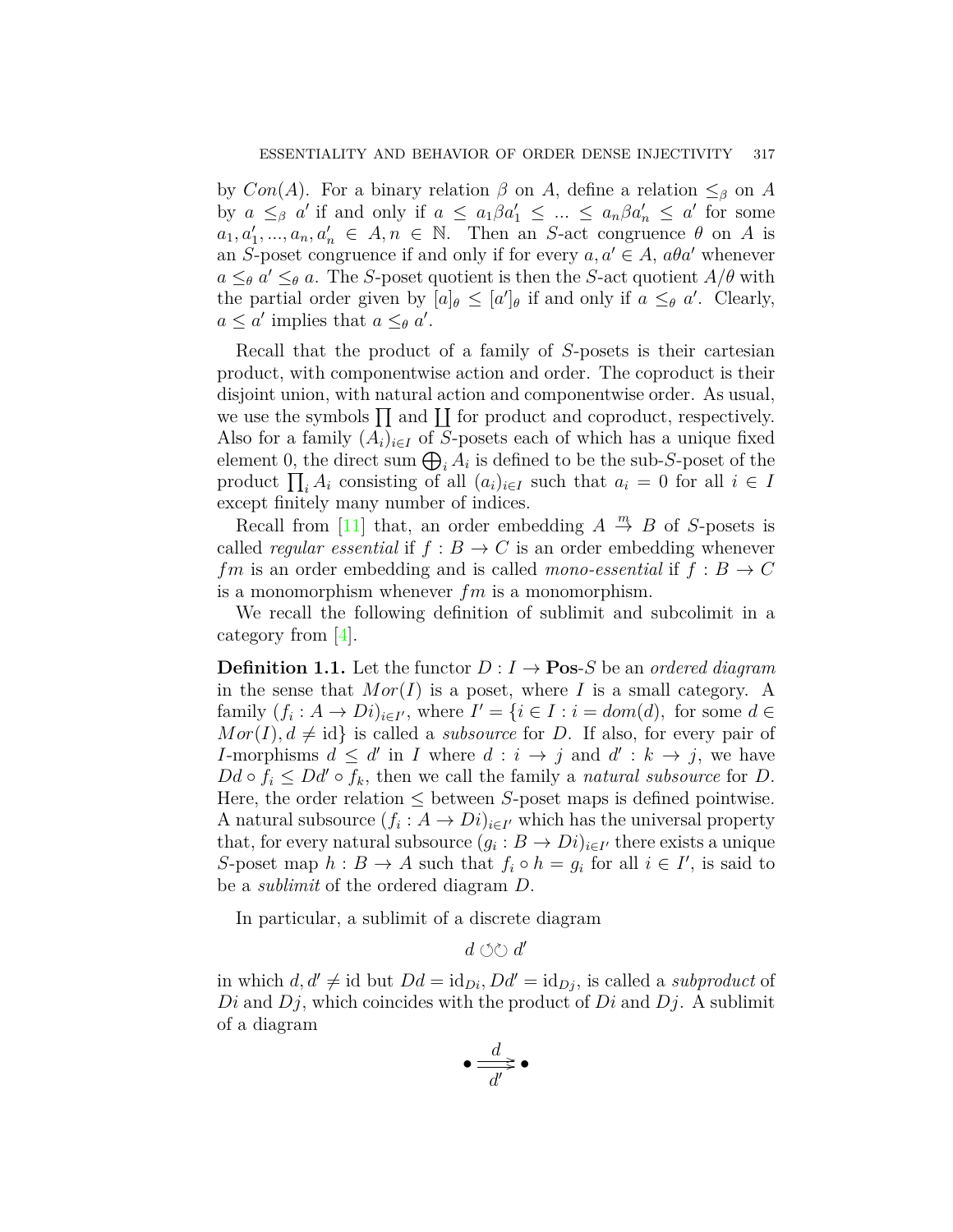by $Con(A)$. For a binary relation $\beta$ on $A$, define a relation $\leq_\beta$ on $A$ by $a \leq_\beta a'$ if and only if $a \leq a_1 \beta a'_1 \leq \ldots \leq a_n \beta a'_n \leq a'$ for some $a_1, a'_1, \ldots, a_n, a'_n \in A, n \in \mathbb{N}$. Then an $S$-act congruence $\theta$ on $A$ is an $S$-poset congruence if and only if for every $a, a' \in A$, $a\theta a'$ whenever $a \leq_\theta a' \leq_\theta a$. The $S$-poset quotient is then the $S$-act quotient $A/\theta$ with the partial order given by $[a]_\theta \leq [a']_\theta$ if and only if $a \leq_\theta a'$. Clearly, $a \leq a'$ implies that $a \leq_\theta a'$.

Recall that the product of a family of $S$-posets is their cartesian product, with componentwise action and order. The coproduct is their disjoint union, with natural action and componentwise order. As usual, we use the symbols $\prod$ and $\coprod$ for product and coproduct, respectively. Also for a family $(A_i)_{i \in I}$ of $S$-posets each of which has a unique fixed element 0, the direct sum $\bigoplus_i A_i$ is defined to be the sub-$S$-poset of the product $\prod_i A_i$ consisting of all $(a_i)_{i \in I}$ such that $a_i = 0$ for all $i \in I$ except finitely many number of indices.

Recall from [11] that, an order embedding $A \overset{m}{\to} B$ of $S$-posets is called *regular essential* if $f : B \to C$ is an order embedding whenever $fm$ is an order embedding and is called *mono-essential* if $f : B \to C$ is a monomorphism whenever $fm$ is a monomorphism.

We recall the following definition of sublimit and subcolimit in a category from [4].

**Definition 1.1.** Let the functor $D : I \to \mathbf{Pos}\text{-}S$ be an *ordered diagram* in the sense that $Mor(I)$ is a poset, where $I$ is a small category. A family $(f_i : A \to Di)_{i \in I'}$, where $I' = \{i \in I : i = dom(d), \text{ for some } d \in Mor(I), d \neq \text{id}\}$ is called a *subsource* for $D$. If also, for every pair of $I$-morphisms $d \leq d'$ in $I$ where $d : i \to j$ and $d' : k \to j$, we have $Dd \circ f_i \leq Dd' \circ f_k$, then we call the family a *natural subsource* for $D$. Here, the order relation $\leq$ between $S$-poset maps is defined pointwise. A natural subsource $(f_i : A \to Di)_{i \in I'}$ which has the universal property that, for every natural subsource $(g_i : B \to Di)_{i \in I'}$ there exists a unique $S$-poset map $h : B \to A$ such that $f_i \circ h = g_i$ for all $i \in I'$, is said to be a *sublimit* of the ordered diagram $D$.

In particular, a sublimit of a discrete diagram

$$d \circlearrowleft\circlearrowright d'$$

in which $d, d' \neq \text{id}$ but $Dd = \text{id}_{Di}, Dd' = \text{id}_{Dj}$, is called a *subproduct* of $Di$ and $Dj$, which coincides with the product of $Di$ and $Dj$. A sublimit of a diagram

$$\bullet \overset{d}{\underset{d'}{\rightrightarrows}} \bullet$$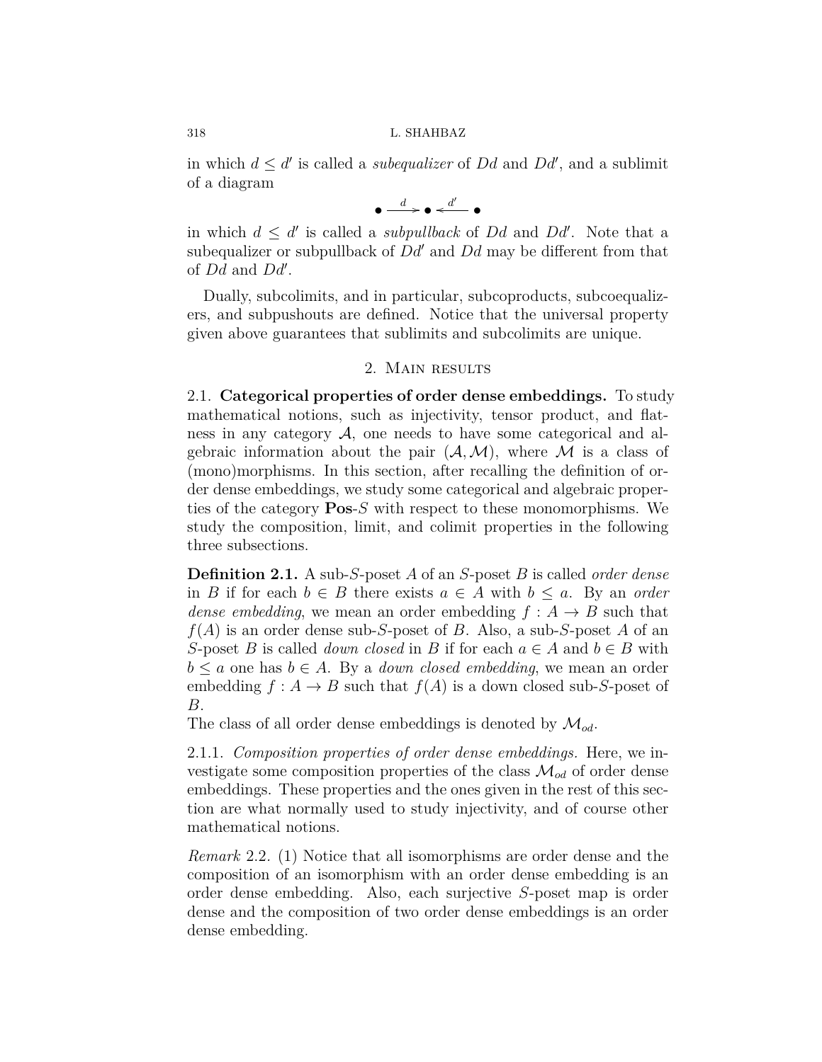in which $d \leq d'$ is called a *subequalizer* of $Dd$ and $Dd'$, and a sublimit of a diagram

$$\bullet \xrightarrow{d} \bullet \xleftarrow{d'} \bullet$$

in which $d \leq d'$ is called a *subpullback* of $Dd$ and $Dd'$. Note that a subequalizer or subpullback of $Dd'$ and $Dd$ may be different from that of $Dd$ and $Dd'$.

Dually, subcolimits, and in particular, subcoproducts, subcoequalizers, and subpushouts are defined. Notice that the universal property given above guarantees that sublimits and subcolimits are unique.

## 2. Main results

2.1. **Categorical properties of order dense embeddings.** To study mathematical notions, such as injectivity, tensor product, and flatness in any category $\mathcal{A}$, one needs to have some categorical and algebraic information about the pair $(\mathcal{A}, \mathcal{M})$, where $\mathcal{M}$ is a class of (mono)morphisms. In this section, after recalling the definition of order dense embeddings, we study some categorical and algebraic properties of the category **Pos**-$S$ with respect to these monomorphisms. We study the composition, limit, and colimit properties in the following three subsections.

**Definition 2.1.** A sub-$S$-poset $A$ of an $S$-poset $B$ is called *order dense* in $B$ if for each $b \in B$ there exists $a \in A$ with $b \leq a$. By an *order dense embedding*, we mean an order embedding $f : A \to B$ such that $f(A)$ is an order dense sub-$S$-poset of $B$. Also, a sub-$S$-poset $A$ of an $S$-poset $B$ is called *down closed* in $B$ if for each $a \in A$ and $b \in B$ with $b \leq a$ one has $b \in A$. By a *down closed embedding*, we mean an order embedding $f : A \to B$ such that $f(A)$ is a down closed sub-$S$-poset of $B$.
The class of all order dense embeddings is denoted by $\mathcal{M}_{od}$.

2.1.1. *Composition properties of order dense embeddings.* Here, we investigate some composition properties of the class $\mathcal{M}_{od}$ of order dense embeddings. These properties and the ones given in the rest of this section are what normally used to study injectivity, and of course other mathematical notions.

*Remark* 2.2. (1) Notice that all isomorphisms are order dense and the composition of an isomorphism with an order dense embedding is an order dense embedding. Also, each surjective $S$-poset map is order dense and the composition of two order dense embeddings is an order dense embedding.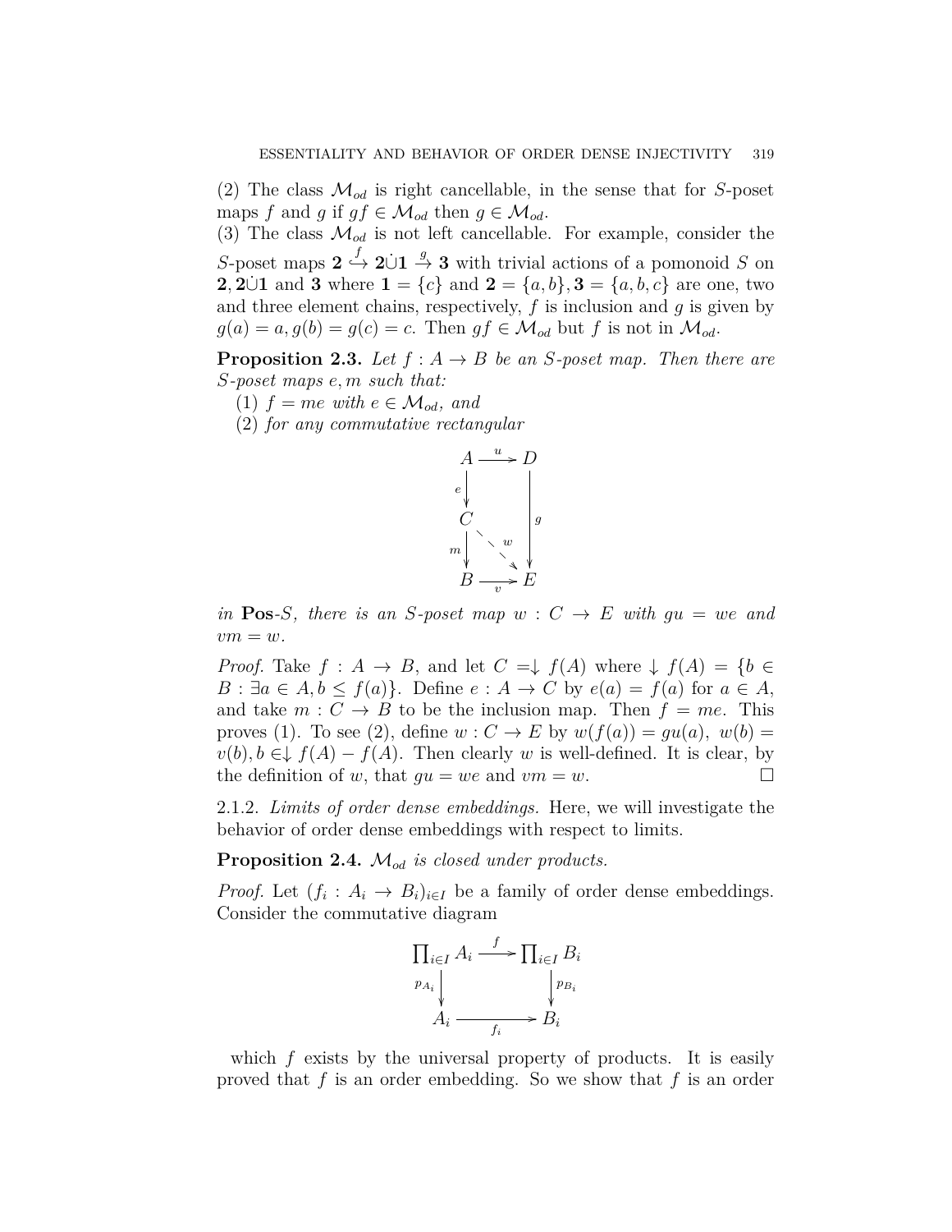(2) The class $\mathcal{M}_{od}$ is right cancellable, in the sense that for $S$-poset maps $f$ and $g$ if $gf \in \mathcal{M}_{od}$ then $g \in \mathcal{M}_{od}$.
(3) The class $\mathcal{M}_{od}$ is not left cancellable. For example, consider the $S$-poset maps $\mathbf{2} \overset{f}{\hookrightarrow} \mathbf{2}\dot{\cup}\mathbf{1} \overset{g}{\to} \mathbf{3}$ with trivial actions of a pomonoid $S$ on $\mathbf{2}, \mathbf{2}\dot{\cup}\mathbf{1}$ and $\mathbf{3}$ where $\mathbf{1} = \{c\}$ and $\mathbf{2} = \{a, b\}, \mathbf{3} = \{a, b, c\}$ are one, two and three element chains, respectively, $f$ is inclusion and $g$ is given by $g(a) = a, g(b) = g(c) = c$. Then $gf \in \mathcal{M}_{od}$ but $f$ is not in $\mathcal{M}_{od}$.

**Proposition 2.3.** *Let $f : A \to B$ be an $S$-poset map. Then there are $S$-poset maps $e, m$ such that:*
 (1) *$f = me$ with $e \in \mathcal{M}_{od}$, and*
 (2) *for any commutative rectangular*

$$\begin{array}{ccc} A & \xrightarrow{u} & D \\ {\scriptstyle e}\downarrow & & \\ C & & \downarrow{\scriptstyle g} \\ {\scriptstyle m}\downarrow & \overset{w}{\searrow} & \\ B & \xrightarrow[v]{} & E \end{array}$$

*in* **Pos**-*S, there is an $S$-poset map $w : C \to E$ with $gu = we$ and $vm = w$.*

*Proof.* Take $f : A \to B$, and let $C = \downarrow f(A)$ where $\downarrow f(A) = \{b \in B : \exists a \in A, b \leq f(a)\}$. Define $e : A \to C$ by $e(a) = f(a)$ for $a \in A$, and take $m : C \to B$ to be the inclusion map. Then $f = me$. This proves (1). To see (2), define $w : C \to E$ by $w(f(a)) = gu(a)$, $w(b) = v(b), b \in \downarrow f(A) - f(A)$. Then clearly $w$ is well-defined. It is clear, by the definition of $w$, that $gu = we$ and $vm = w$. $\square$

2.1.2. *Limits of order dense embeddings.* Here, we will investigate the behavior of order dense embeddings with respect to limits.

**Proposition 2.4.** *$\mathcal{M}_{od}$ is closed under products.*

*Proof.* Let $(f_i : A_i \to B_i)_{i \in I}$ be a family of order dense embeddings. Consider the commutative diagram

$$\begin{array}{ccc} \prod_{i \in I} A_i & \xrightarrow{f} & \prod_{i \in I} B_i \\ {\scriptstyle p_{A_i}}\downarrow & & \downarrow{\scriptstyle p_{B_i}} \\ A_i & \xrightarrow[f_i]{} & B_i \end{array}$$

which $f$ exists by the universal property of products. It is easily proved that $f$ is an order embedding. So we show that $f$ is an order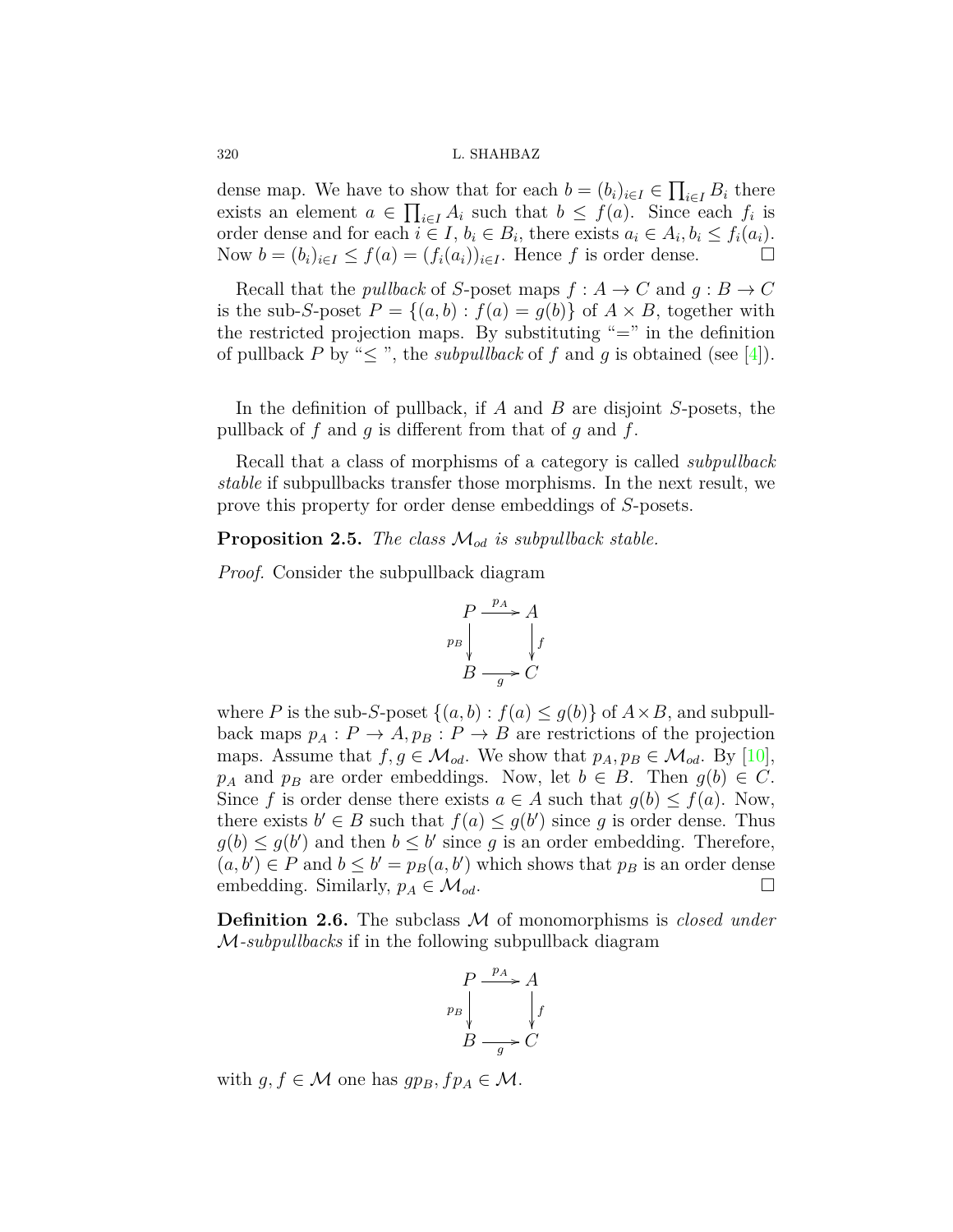dense map. We have to show that for each $b = (b_i)_{i\in I} \in \prod_{i\in I} B_i$ there exists an element $a \in \prod_{i\in I} A_i$ such that $b \leq f(a)$. Since each $f_i$ is order dense and for each $i \in I$, $b_i \in B_i$, there exists $a_i \in A_i, b_i \leq f_i(a_i)$. Now $b = (b_i)_{i\in I} \leq f(a) = (f_i(a_i))_{i\in I}$. Hence $f$ is order dense. $\square$

Recall that the *pullback* of $S$-poset maps $f : A \to C$ and $g : B \to C$ is the sub-$S$-poset $P = \{(a, b) : f(a) = g(b)\}$ of $A \times B$, together with the restricted projection maps. By substituting "$=$" in the definition of pullback $P$ by "$\leq$ ", the *subpullback* of $f$ and $g$ is obtained (see [4]).

In the definition of pullback, if $A$ and $B$ are disjoint $S$-posets, the pullback of $f$ and $g$ is different from that of $g$ and $f$.

Recall that a class of morphisms of a category is called *subpullback stable* if subpullbacks transfer those morphisms. In the next result, we prove this property for order dense embeddings of $S$-posets.

**Proposition 2.5.** *The class $\mathcal{M}_{od}$ is subpullback stable.*

*Proof.* Consider the subpullback diagram

$$\begin{array}{ccc} P & \xrightarrow{p_A} & A \\ {\scriptstyle p_B}\downarrow & & \downarrow{\scriptstyle f} \\ B & \xrightarrow[g]{} & C \end{array}$$

where $P$ is the sub-$S$-poset $\{(a, b) : f(a) \leq g(b)\}$ of $A\times B$, and subpullback maps $p_A : P \to A, p_B : P \to B$ are restrictions of the projection maps. Assume that $f, g \in \mathcal{M}_{od}$. We show that $p_A, p_B \in \mathcal{M}_{od}$. By [10], $p_A$ and $p_B$ are order embeddings. Now, let $b \in B$. Then $g(b) \in C$. Since $f$ is order dense there exists $a \in A$ such that $g(b) \leq f(a)$. Now, there exists $b' \in B$ such that $f(a) \leq g(b')$ since $g$ is order dense. Thus $g(b) \leq g(b')$ and then $b \leq b'$ since $g$ is an order embedding. Therefore, $(a, b') \in P$ and $b \leq b' = p_B(a, b')$ which shows that $p_B$ is an order dense embedding. Similarly, $p_A \in \mathcal{M}_{od}$. $\square$

**Definition 2.6.** The subclass $\mathcal{M}$ of monomorphisms is *closed under $\mathcal{M}$-subpullbacks* if in the following subpullback diagram

$$\begin{array}{ccc} P & \xrightarrow{p_A} & A \\ {\scriptstyle p_B}\downarrow & & \downarrow{\scriptstyle f} \\ B & \xrightarrow[g]{} & C \end{array}$$

with $g, f \in \mathcal{M}$ one has $gp_B, fp_A \in \mathcal{M}$.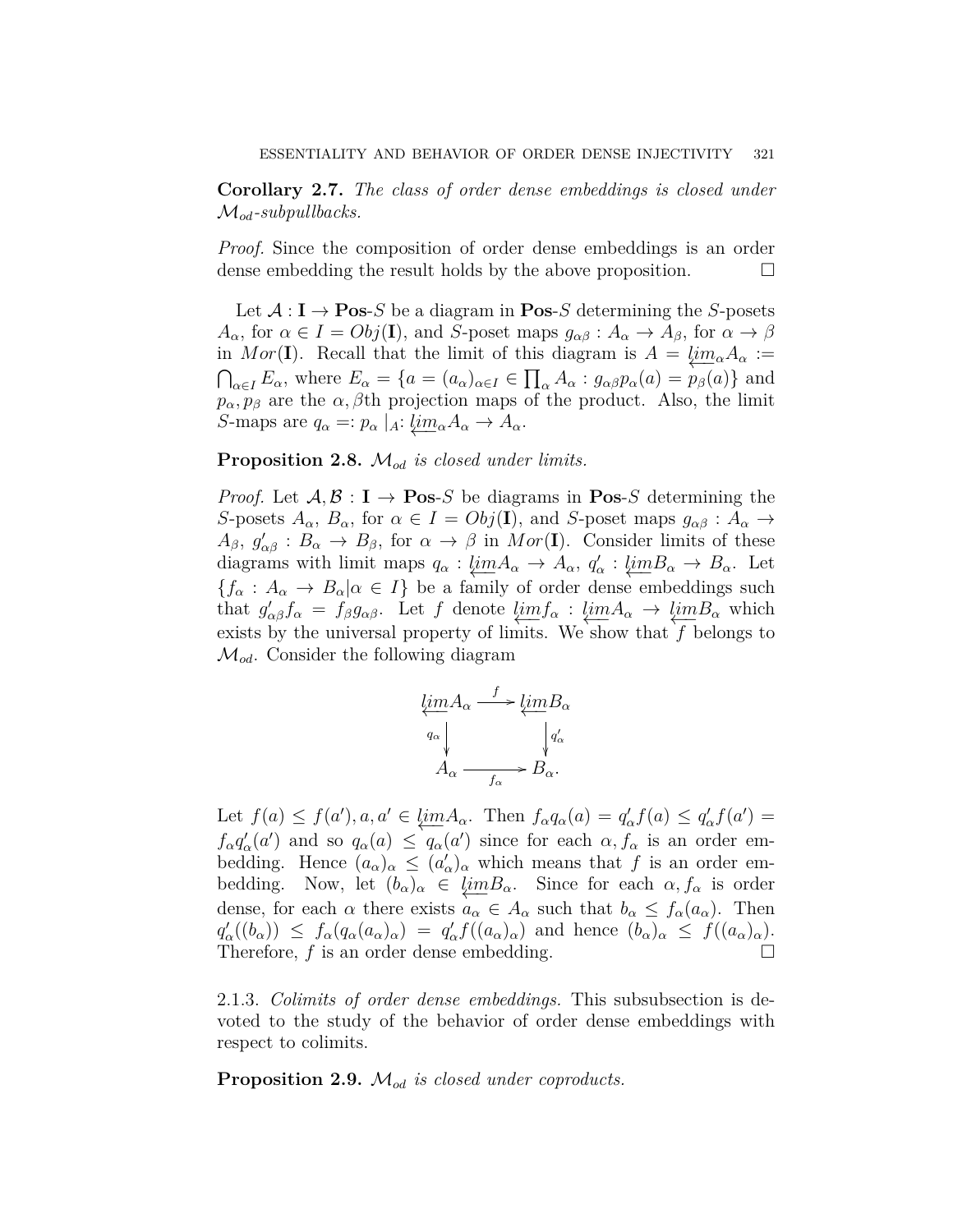**Corollary 2.7.** *The class of order dense embeddings is closed under $\mathcal{M}_{od}$-subpullbacks.*

*Proof.* Since the composition of order dense embeddings is an order dense embedding the result holds by the above proposition. $\square$

Let $\mathcal{A} : \mathbf{I} \to \mathbf{Pos}\text{-}S$ be a diagram in $\mathbf{Pos}\text{-}S$ determining the $S$-posets $A_\alpha$, for $\alpha \in I = Obj(\mathbf{I})$, and $S$-poset maps $g_{\alpha\beta} : A_\alpha \to A_\beta$, for $\alpha \to \beta$ in $Mor(\mathbf{I})$. Recall that the limit of this diagram is $A = \varprojlim_\alpha A_\alpha := \bigcap_{\alpha \in I} E_\alpha$, where $E_\alpha = \{a = (a_\alpha)_{\alpha \in I} \in \prod_\alpha A_\alpha : g_{\alpha\beta} p_\alpha(a) = p_\beta(a)\}$ and $p_\alpha, p_\beta$ are the $\alpha, \beta$th projection maps of the product. Also, the limit $S$-maps are $q_\alpha =: p_\alpha |_A : \varprojlim_\alpha A_\alpha \to A_\alpha$.

**Proposition 2.8.** *$\mathcal{M}_{od}$ is closed under limits.*

*Proof.* Let $\mathcal{A}, \mathcal{B} : \mathbf{I} \to \mathbf{Pos}\text{-}S$ be diagrams in $\mathbf{Pos}\text{-}S$ determining the $S$-posets $A_\alpha$, $B_\alpha$, for $\alpha \in I = Obj(\mathbf{I})$, and $S$-poset maps $g_{\alpha\beta} : A_\alpha \to A_\beta$, $g'_{\alpha\beta} : B_\alpha \to B_\beta$, for $\alpha \to \beta$ in $Mor(\mathbf{I})$. Consider limits of these diagrams with limit maps $q_\alpha : \varprojlim A_\alpha \to A_\alpha$, $q'_\alpha : \varprojlim B_\alpha \to B_\alpha$. Let $\{f_\alpha : A_\alpha \to B_\alpha | \alpha \in I\}$ be a family of order dense embeddings such that $g'_{\alpha\beta} f_\alpha = f_\beta g_{\alpha\beta}$. Let $f$ denote $\varprojlim f_\alpha : \varprojlim A_\alpha \to \varprojlim B_\alpha$ which exists by the universal property of limits. We show that $f$ belongs to $\mathcal{M}_{od}$. Consider the following diagram

$$\begin{array}{ccc} \varprojlim A_\alpha & \xrightarrow{f} & \varprojlim B_\alpha \\ {\scriptstyle q_\alpha}\downarrow & & \downarrow{\scriptstyle q'_\alpha} \\ A_\alpha & \xrightarrow[f_\alpha]{} & B_\alpha. \end{array}$$

Let $f(a) \leq f(a')$, $a, a' \in \varprojlim A_\alpha$. Then $f_\alpha q_\alpha(a) = q'_\alpha f(a) \leq q'_\alpha f(a') = f_\alpha q'_\alpha(a')$ and so $q_\alpha(a) \leq q_\alpha(a')$ since for each $\alpha$, $f_\alpha$ is an order embedding. Hence $(a_\alpha)_\alpha \leq (a'_\alpha)_\alpha$ which means that $f$ is an order embedding. Now, let $(b_\alpha)_\alpha \in \varprojlim B_\alpha$. Since for each $\alpha, f_\alpha$ is order dense, for each $\alpha$ there exists $a_\alpha \in A_\alpha$ such that $b_\alpha \leq f_\alpha(a_\alpha)$. Then $q'_\alpha((b_\alpha)) \leq f_\alpha(q_\alpha(a_\alpha)_\alpha) = q'_\alpha f((a_\alpha)_\alpha)$ and hence $(b_\alpha)_\alpha \leq f((a_\alpha)_\alpha)$. Therefore, $f$ is an order dense embedding. $\square$

2.1.3. *Colimits of order dense embeddings.* This subsubsection is devoted to the study of the behavior of order dense embeddings with respect to colimits.

**Proposition 2.9.** *$\mathcal{M}_{od}$ is closed under coproducts.*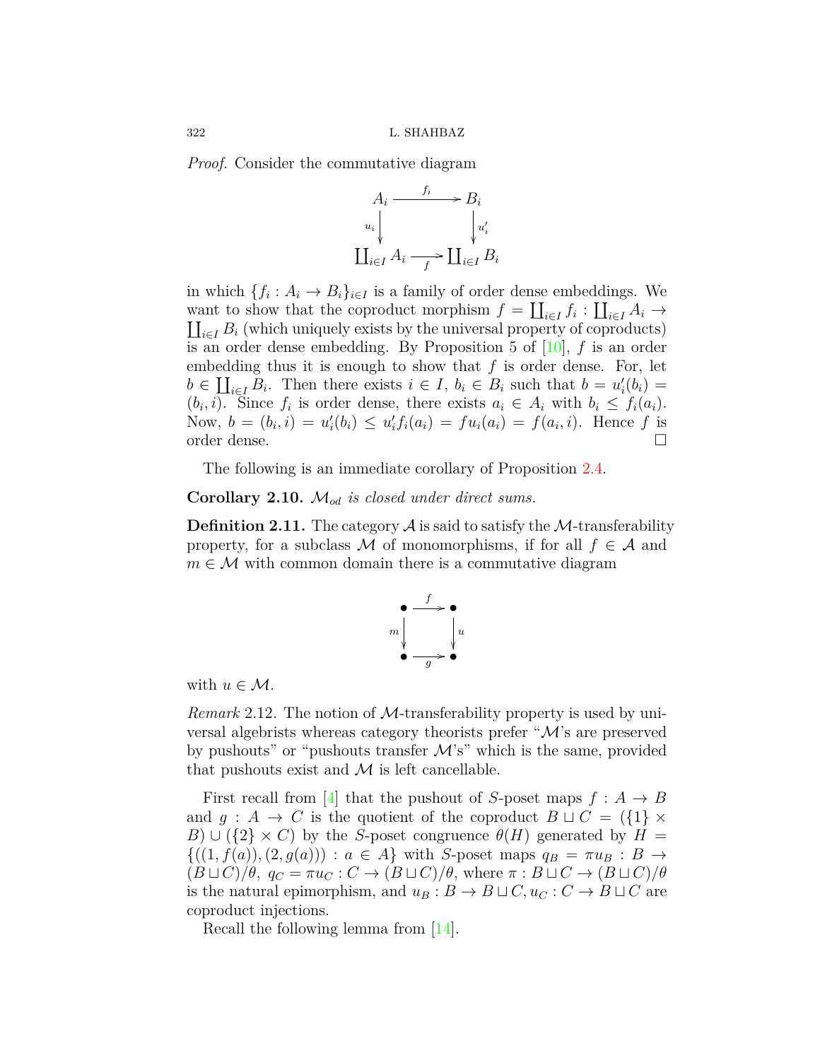*Proof.* Consider the commutative diagram

$$\begin{array}{ccc} A_i & \xrightarrow{f_i} & B_i \\ {\scriptstyle u_i}\downarrow & & \downarrow{\scriptstyle u'_i} \\ \coprod_{i\in I} A_i & \xrightarrow[f]{} & \coprod_{i\in I} B_i \end{array}$$

in which $\{f_i : A_i \to B_i\}_{i\in I}$ is a family of order dense embeddings. We want to show that the coproduct morphism $f = \coprod_{i\in I} f_i : \coprod_{i\in I} A_i \to \coprod_{i\in I} B_i$ (which uniquely exists by the universal property of coproducts) is an order dense embedding. By Proposition 5 of [10], $f$ is an order embedding thus it is enough to show that $f$ is order dense. For, let $b \in \coprod_{i\in I} B_i$. Then there exists $i \in I$, $b_i \in B_i$ such that $b = u'_i(b_i) = (b_i, i)$. Since $f_i$ is order dense, there exists $a_i \in A_i$ with $b_i \leq f_i(a_i)$. Now, $b = (b_i, i) = u'_i(b_i) \leq u'_i f_i(a_i) = f u_i(a_i) = f(a_i, i)$. Hence $f$ is order dense. □

The following is an immediate corollary of Proposition 2.4.

**Corollary 2.10.** *$\mathcal{M}_{od}$ is closed under direct sums.*

**Definition 2.11.** The category $\mathcal{A}$ is said to satisfy the $\mathcal{M}$-transferability property, for a subclass $\mathcal{M}$ of monomorphisms, if for all $f \in \mathcal{A}$ and $m \in \mathcal{M}$ with common domain there is a commutative diagram

$$\begin{array}{ccc} \bullet & \xrightarrow{f} & \bullet \\ {\scriptstyle m}\downarrow & & \downarrow{\scriptstyle u} \\ \bullet & \xrightarrow[g]{} & \bullet \end{array}$$

with $u \in \mathcal{M}$.

*Remark* 2.12. The notion of $\mathcal{M}$-transferability property is used by universal algebrists whereas category theorists prefer "$\mathcal{M}$'s are preserved by pushouts" or "pushouts transfer $\mathcal{M}$'s" which is the same, provided that pushouts exist and $\mathcal{M}$ is left cancellable.

First recall from [4] that the pushout of $S$-poset maps $f : A \to B$ and $g : A \to C$ is the quotient of the coproduct $B \sqcup C = (\{1\} \times B) \cup (\{2\} \times C)$ by the $S$-poset congruence $\theta(H)$ generated by $H = \{((1, f(a)), (2, g(a))) : a \in A\}$ with $S$-poset maps $q_B = \pi u_B : B \to (B \sqcup C)/\theta$, $q_C = \pi u_C : C \to (B \sqcup C)/\theta$, where $\pi : B \sqcup C \to (B \sqcup C)/\theta$ is the natural epimorphism, and $u_B : B \to B \sqcup C, u_C : C \to B \sqcup C$ are coproduct injections.

Recall the following lemma from [14].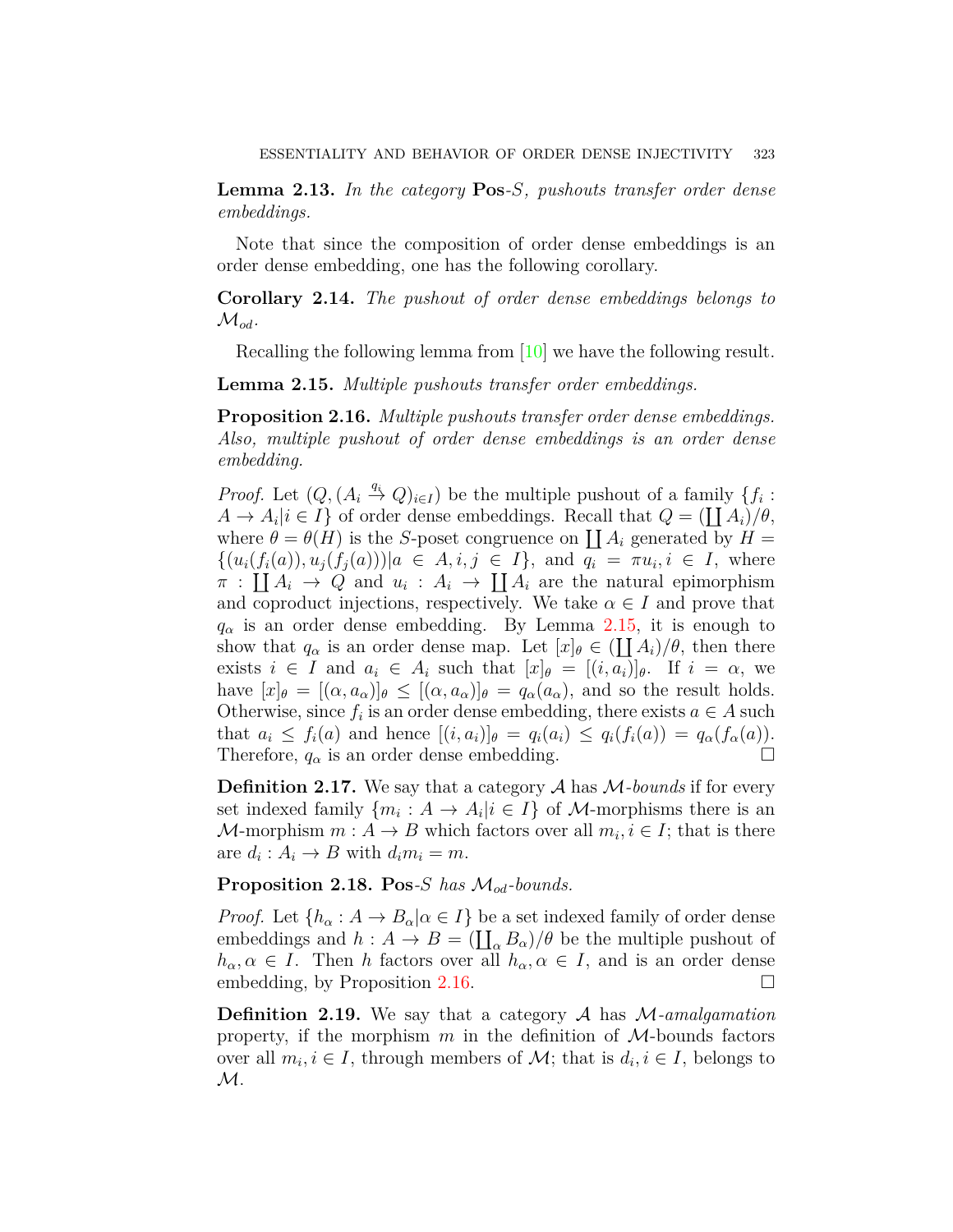**Lemma 2.13.** *In the category* **Pos**-$S$*, pushouts transfer order dense embeddings.*

Note that since the composition of order dense embeddings is an order dense embedding, one has the following corollary.

**Corollary 2.14.** *The pushout of order dense embeddings belongs to* $\mathcal{M}_{od}$*.*

Recalling the following lemma from [10] we have the following result.

**Lemma 2.15.** *Multiple pushouts transfer order embeddings.*

**Proposition 2.16.** *Multiple pushouts transfer order dense embeddings. Also, multiple pushout of order dense embeddings is an order dense embedding.*

*Proof.* Let $(Q, (A_i \xrightarrow{q_i} Q)_{i \in I})$ be the multiple pushout of a family $\{f_i : A \to A_i | i \in I\}$ of order dense embeddings. Recall that $Q = (\coprod A_i)/\theta$, where $\theta = \theta(H)$ is the $S$-poset congruence on $\coprod A_i$ generated by $H = \{(u_i(f_i(a)), u_j(f_j(a))) | a \in A, i, j \in I\}$, and $q_i = \pi u_i, i \in I$, where $\pi : \coprod A_i \to Q$ and $u_i : A_i \to \coprod A_i$ are the natural epimorphism and coproduct injections, respectively. We take $\alpha \in I$ and prove that $q_\alpha$ is an order dense embedding. By Lemma 2.15, it is enough to show that $q_\alpha$ is an order dense map. Let $[x]_\theta \in (\coprod A_i)/\theta$, then there exists $i \in I$ and $a_i \in A_i$ such that $[x]_\theta = [(i, a_i)]_\theta$. If $i = \alpha$, we have $[x]_\theta = [(\alpha, a_\alpha)]_\theta \leq [(\alpha, a_\alpha)]_\theta = q_\alpha(a_\alpha)$, and so the result holds. Otherwise, since $f_i$ is an order dense embedding, there exists $a \in A$ such that $a_i \leq f_i(a)$ and hence $[(i, a_i)]_\theta = q_i(a_i) \leq q_i(f_i(a)) = q_\alpha(f_\alpha(a))$. Therefore, $q_\alpha$ is an order dense embedding. $\square$

**Definition 2.17.** We say that a category $\mathcal{A}$ has $\mathcal{M}$-*bounds* if for every set indexed family $\{m_i : A \to A_i | i \in I\}$ of $\mathcal{M}$-morphisms there is an $\mathcal{M}$-morphism $m : A \to B$ which factors over all $m_i, i \in I$; that is there are $d_i : A_i \to B$ with $d_i m_i = m$.

**Proposition 2.18.** **Pos**-$S$ *has* $\mathcal{M}_{od}$*-bounds.*

*Proof.* Let $\{h_\alpha : A \to B_\alpha | \alpha \in I\}$ be a set indexed family of order dense embeddings and $h : A \to B = (\coprod_\alpha B_\alpha)/\theta$ be the multiple pushout of $h_\alpha, \alpha \in I$. Then $h$ factors over all $h_\alpha, \alpha \in I$, and is an order dense embedding, by Proposition 2.16. $\square$

**Definition 2.19.** We say that a category $\mathcal{A}$ has $\mathcal{M}$-*amalgamation* property, if the morphism $m$ in the definition of $\mathcal{M}$-bounds factors over all $m_i, i \in I$, through members of $\mathcal{M}$; that is $d_i, i \in I$, belongs to $\mathcal{M}$.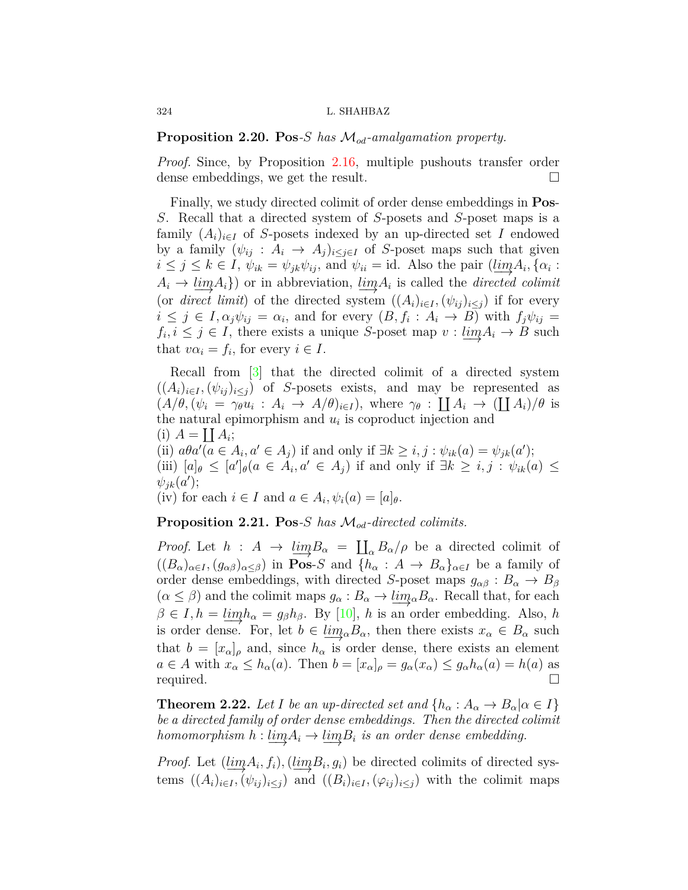**Proposition 2.20.** **Pos**-$S$ *has* $\mathcal{M}_{od}$*-amalgamation property.*

*Proof.* Since, by Proposition 2.16, multiple pushouts transfer order dense embeddings, we get the result. □

Finally, we study directed colimit of order dense embeddings in **Pos**-$S$. Recall that a directed system of $S$-posets and $S$-poset maps is a family $(A_i)_{i\in I}$ of $S$-posets indexed by an up-directed set $I$ endowed by a family $(\psi_{ij} : A_i \to A_j)_{i\leq j\in I}$ of $S$-poset maps such that given $i \leq j \leq k \in I$, $\psi_{ik} = \psi_{jk}\psi_{ij}$, and $\psi_{ii} = \text{id}$. Also the pair $(\varinjlim A_i, \{\alpha_i : A_i \to \varinjlim A_i\})$ or in abbreviation, $\varinjlim A_i$ is called the *directed colimit* (or *direct limit*) of the directed system $((A_i)_{i\in I}, (\psi_{ij})_{i\leq j})$ if for every $i \leq j \in I, \alpha_j\psi_{ij} = \alpha_i$, and for every $(B, f_i : A_i \to B)$ with $f_j\psi_{ij} = f_i, i \leq j \in I$, there exists a unique $S$-poset map $v : \varinjlim A_i \to B$ such that $v\alpha_i = f_i$, for every $i \in I$.

Recall from [3] that the directed colimit of a directed system $((A_i)_{i\in I}, (\psi_{ij})_{i\leq j})$ of $S$-posets exists, and may be represented as $(A/\theta, (\psi_i = \gamma_\theta u_i : A_i \to A/\theta)_{i\in I})$, where $\gamma_\theta : \coprod A_i \to (\coprod A_i)/\theta$ is the natural epimorphism and $u_i$ is coproduct injection and
(i) $A = \coprod A_i$;
(ii) $a\theta a' (a \in A_i, a' \in A_j)$ if and only if $\exists k \geq i, j : \psi_{ik}(a) = \psi_{jk}(a')$;
(iii) $[a]_\theta \leq [a']_\theta (a \in A_i, a' \in A_j)$ if and only if $\exists k \geq i, j : \psi_{ik}(a) \leq \psi_{jk}(a')$;
(iv) for each $i \in I$ and $a \in A_i, \psi_i(a) = [a]_\theta$.

**Proposition 2.21.** **Pos**-$S$ *has* $\mathcal{M}_{od}$*-directed colimits.*

*Proof.* Let $h : A \to \varinjlim B_\alpha = \coprod_\alpha B_\alpha/\rho$ be a directed colimit of $((B_\alpha)_{\alpha\in I}, (g_{\alpha\beta})_{\alpha\leq\beta})$ in **Pos**-$S$ and $\{h_\alpha : A \to B_\alpha\}_{\alpha\in I}$ be a family of order dense embeddings, with directed $S$-poset maps $g_{\alpha\beta} : B_\alpha \to B_\beta$ ($\alpha \leq \beta$) and the colimit maps $g_\alpha : B_\alpha \to \varinjlim_\alpha B_\alpha$. Recall that, for each $\beta \in I, h = \varinjlim h_\alpha = g_\beta h_\beta$. By [10], $h$ is an order embedding. Also, $h$ is order dense. For, let $b \in \varinjlim_\alpha B_\alpha$, then there exists $x_\alpha \in B_\alpha$ such that $b = [x_\alpha]_\rho$ and, since $h_\alpha$ is order dense, there exists an element $a \in A$ with $x_\alpha \leq h_\alpha(a)$. Then $b = [x_\alpha]_\rho = g_\alpha(x_\alpha) \leq g_\alpha h_\alpha(a) = h(a)$ as required. □

**Theorem 2.22.** *Let $I$ be an up-directed set and $\{h_\alpha : A_\alpha \to B_\alpha | \alpha \in I\}$ be a directed family of order dense embeddings. Then the directed colimit homomorphism $h : \varinjlim A_i \to \varinjlim B_i$ is an order dense embedding.*

*Proof.* Let $(\varinjlim A_i, f_i), (\varinjlim B_i, g_i)$ be directed colimits of directed systems $((A_i)_{i\in I}, (\psi_{ij})_{i\leq j})$ and $((B_i)_{i\in I}, (\varphi_{ij})_{i\leq j})$ with the colimit maps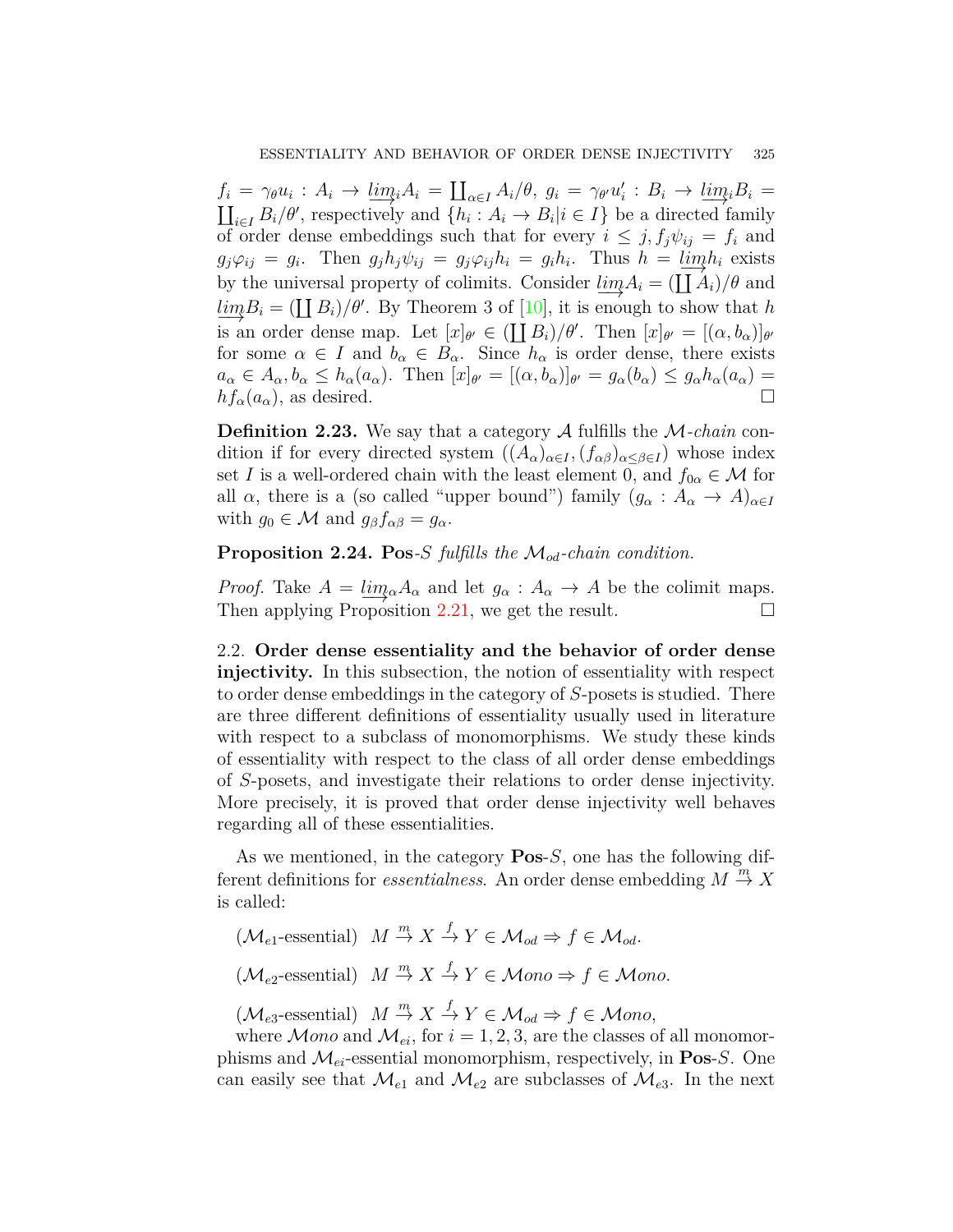$f_i = \gamma_\theta u_i : A_i \to \varinjlim_i A_i = \coprod_{\alpha\in I} A_i/\theta$, $g_i = \gamma_{\theta'} u'_i : B_i \to \varinjlim_i B_i = \coprod_{i\in I} B_i/\theta'$, respectively and $\{h_i : A_i \to B_i | i \in I\}$ be a directed family of order dense embeddings such that for every $i \leq j, f_j\psi_{ij} = f_i$ and $g_j\varphi_{ij} = g_i$. Then $g_j h_j \psi_{ij} = g_j \varphi_{ij} h_i = g_i h_i$. Thus $h = \varinjlim h_i$ exists by the universal property of colimits. Consider $\varinjlim A_i = (\coprod A_i)/\theta$ and $\varinjlim B_i = (\coprod B_i)/\theta'$. By Theorem 3 of [10], it is enough to show that $h$ is an order dense map. Let $[x]_{\theta'} \in (\coprod B_i)/\theta'$. Then $[x]_{\theta'} = [(\alpha, b_\alpha)]_{\theta'}$ for some $\alpha \in I$ and $b_\alpha \in B_\alpha$. Since $h_\alpha$ is order dense, there exists $a_\alpha \in A_\alpha, b_\alpha \leq h_\alpha(a_\alpha)$. Then $[x]_{\theta'} = [(\alpha, b_\alpha)]_{\theta'} = g_\alpha(b_\alpha) \leq g_\alpha h_\alpha(a_\alpha) = h f_\alpha(a_\alpha)$, as desired. □

**Definition 2.23.** We say that a category $\mathcal{A}$ fulfills the $\mathcal{M}$*-chain* condition if for every directed system $((A_\alpha)_{\alpha\in I}, (f_{\alpha\beta})_{\alpha\leq\beta\in I})$ whose index set $I$ is a well-ordered chain with the least element 0, and $f_{0\alpha} \in \mathcal{M}$ for all $\alpha$, there is a (so called "upper bound") family $(g_\alpha : A_\alpha \to A)_{\alpha\in I}$ with $g_0 \in \mathcal{M}$ and $g_\beta f_{\alpha\beta} = g_\alpha$.

**Proposition 2.24.** ***Pos**-$S$ fulfills the $\mathcal{M}_{od}$-chain condition.*

*Proof.* Take $A = \varinjlim_\alpha A_\alpha$ and let $g_\alpha : A_\alpha \to A$ be the colimit maps. Then applying Proposition 2.21, we get the result. □

### 2.2. Order dense essentiality and the behavior of order dense injectivity.

In this subsection, the notion of essentiality with respect to order dense embeddings in the category of $S$-posets is studied. There are three different definitions of essentiality usually used in literature with respect to a subclass of monomorphisms. We study these kinds of essentiality with respect to the class of all order dense embeddings of $S$-posets, and investigate their relations to order dense injectivity. More precisely, it is proved that order dense injectivity well behaves regarding all of these essentialities.

As we mentioned, in the category **Pos**-$S$, one has the following different definitions for *essentialness*. An order dense embedding $M \xrightarrow{m} X$ is called:

($\mathcal{M}_{e1}$-essential) $M \xrightarrow{m} X \xrightarrow{f} Y \in \mathcal{M}_{od} \Rightarrow f \in \mathcal{M}_{od}$.

($\mathcal{M}_{e2}$-essential) $M \xrightarrow{m} X \xrightarrow{f} Y \in \mathcal{M}ono \Rightarrow f \in \mathcal{M}ono$.

($\mathcal{M}_{e3}$-essential) $M \xrightarrow{m} X \xrightarrow{f} Y \in \mathcal{M}_{od} \Rightarrow f \in \mathcal{M}ono$,

where $\mathcal{M}ono$ and $\mathcal{M}_{ei}$, for $i = 1, 2, 3$, are the classes of all monomorphisms and $\mathcal{M}_{ei}$-essential monomorphism, respectively, in **Pos**-$S$. One can easily see that $\mathcal{M}_{e1}$ and $\mathcal{M}_{e2}$ are subclasses of $\mathcal{M}_{e3}$. In the next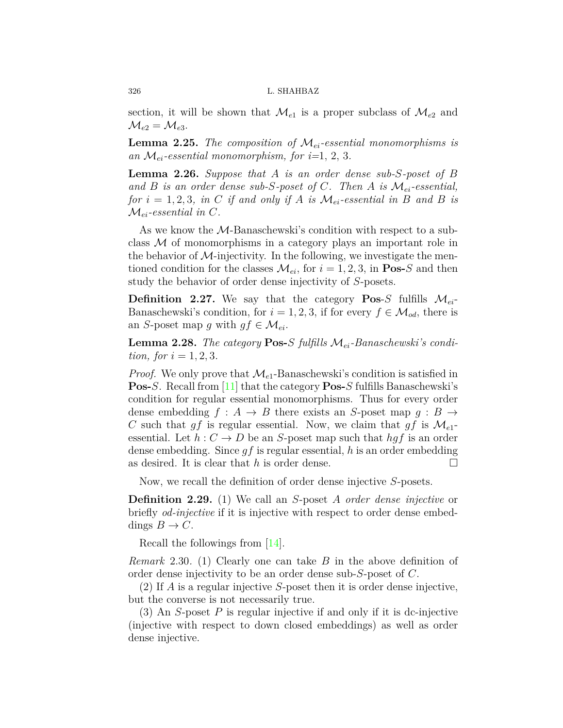section, it will be shown that $\mathcal{M}_{e1}$ is a proper subclass of $\mathcal{M}_{e2}$ and $\mathcal{M}_{e2} = \mathcal{M}_{e3}$.

**Lemma 2.25.** *The composition of $\mathcal{M}_{ei}$-essential monomorphisms is an $\mathcal{M}_{ei}$-essential monomorphism, for $i$=1, 2, 3.*

**Lemma 2.26.** *Suppose that $A$ is an order dense sub-$S$-poset of $B$ and $B$ is an order dense sub-$S$-poset of $C$. Then $A$ is $\mathcal{M}_{ei}$-essential, for $i = 1, 2, 3$, in $C$ if and only if $A$ is $\mathcal{M}_{ei}$-essential in $B$ and $B$ is $\mathcal{M}_{ei}$-essential in $C$.*

As we know the $\mathcal{M}$-Banaschewski's condition with respect to a subclass $\mathcal{M}$ of monomorphisms in a category plays an important role in the behavior of $\mathcal{M}$-injectivity. In the following, we investigate the mentioned condition for the classes $\mathcal{M}_{ei}$, for $i = 1, 2, 3$, in **Pos**-$S$ and then study the behavior of order dense injectivity of $S$-posets.

**Definition 2.27.** We say that the category **Pos**-$S$ fulfills $\mathcal{M}_{ei}$-Banaschewski's condition, for $i = 1, 2, 3$, if for every $f \in \mathcal{M}_{od}$, there is an $S$-poset map $g$ with $gf \in \mathcal{M}_{ei}$.

**Lemma 2.28.** *The category* **Pos-**$S$ *fulfills $\mathcal{M}_{ei}$-Banaschewski's condition, for $i = 1, 2, 3$.*

*Proof.* We only prove that $\mathcal{M}_{e1}$-Banaschewski's condition is satisfied in **Pos-**$S$. Recall from [11] that the category **Pos-**$S$ fulfills Banaschewski's condition for regular essential monomorphisms. Thus for every order dense embedding $f : A \to B$ there exists an $S$-poset map $g : B \to C$ such that $gf$ is regular essential. Now, we claim that $gf$ is $\mathcal{M}_{e1}$-essential. Let $h : C \to D$ be an $S$-poset map such that $hgf$ is an order dense embedding. Since $gf$ is regular essential, $h$ is an order embedding as desired. It is clear that $h$ is order dense. □

Now, we recall the definition of order dense injective $S$-posets.

**Definition 2.29.** (1) We call an $S$-poset $A$ *order dense injective* or briefly *od-injective* if it is injective with respect to order dense embeddings $B \to C$.

Recall the followings from [14].

*Remark* 2.30. (1) Clearly one can take $B$ in the above definition of order dense injectivity to be an order dense sub-$S$-poset of $C$.

(2) If $A$ is a regular injective $S$-poset then it is order dense injective, but the converse is not necessarily true.

(3) An $S$-poset $P$ is regular injective if and only if it is dc-injective (injective with respect to down closed embeddings) as well as order dense injective.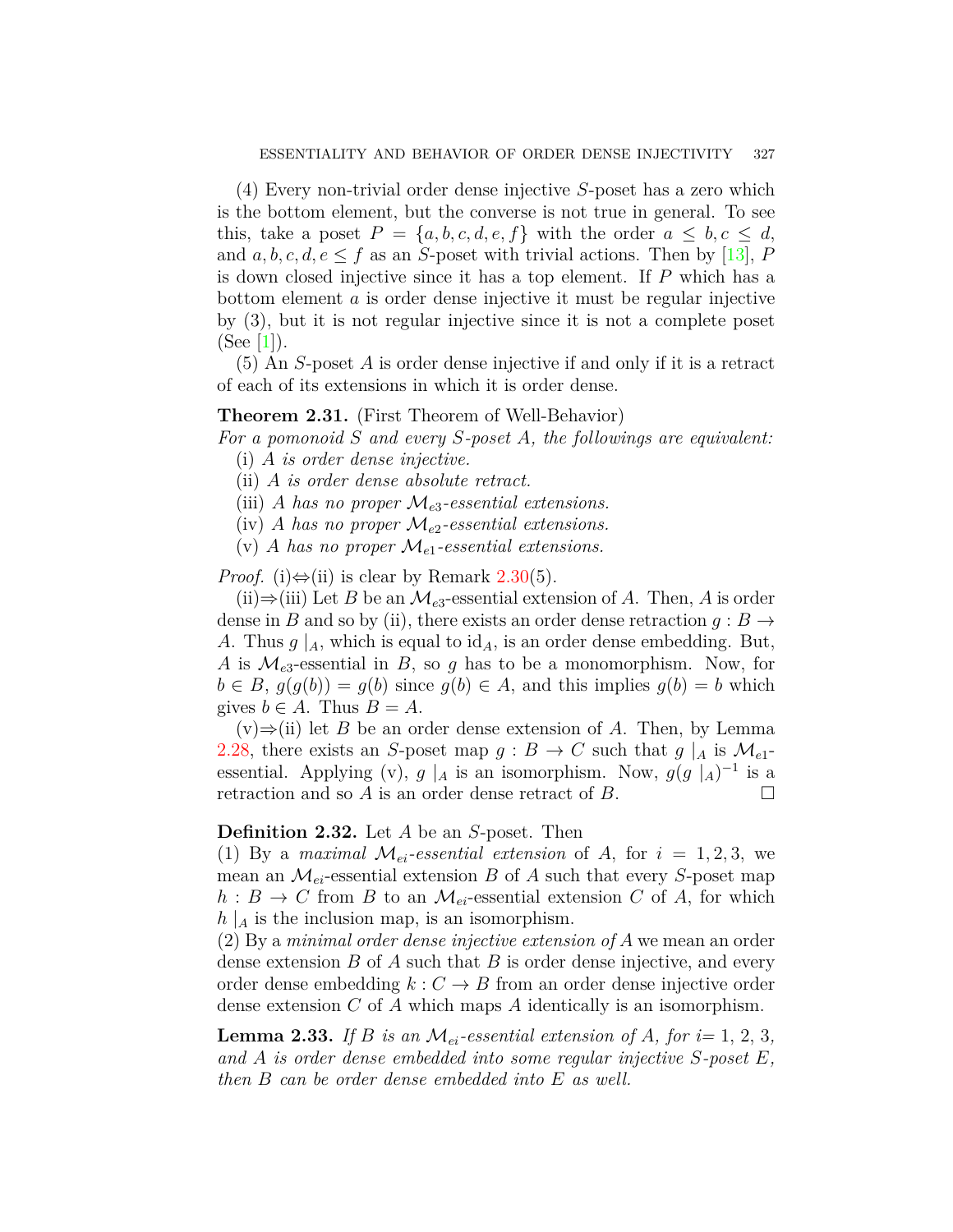(4) Every non-trivial order dense injective $S$-poset has a zero which is the bottom element, but the converse is not true in general. To see this, take a poset $P = \{a, b, c, d, e, f\}$ with the order $a \leq b, c \leq d$, and $a, b, c, d, e \leq f$ as an $S$-poset with trivial actions. Then by [13], $P$ is down closed injective since it has a top element. If $P$ which has a bottom element $a$ is order dense injective it must be regular injective by (3), but it is not regular injective since it is not a complete poset (See [1]).

(5) An $S$-poset $A$ is order dense injective if and only if it is a retract of each of its extensions in which it is order dense.

**Theorem 2.31.** (First Theorem of Well-Behavior)
*For a pomonoid $S$ and every $S$-poset $A$, the followings are equivalent:*

(i) *$A$ is order dense injective.*
(ii) *$A$ is order dense absolute retract.*
(iii) *$A$ has no proper $\mathcal{M}_{e3}$-essential extensions.*
(iv) *$A$ has no proper $\mathcal{M}_{e2}$-essential extensions.*
(v) *$A$ has no proper $\mathcal{M}_{e1}$-essential extensions.*

*Proof.* (i)⇔(ii) is clear by Remark 2.30(5).

(ii)⇒(iii) Let $B$ be an $\mathcal{M}_{e3}$-essential extension of $A$. Then, $A$ is order dense in $B$ and so by (ii), there exists an order dense retraction $g : B \to A$. Thus $g\mid_A$, which is equal to $\mathrm{id}_A$, is an order dense embedding. But, $A$ is $\mathcal{M}_{e3}$-essential in $B$, so $g$ has to be a monomorphism. Now, for $b \in B$, $g(g(b)) = g(b)$ since $g(b) \in A$, and this implies $g(b) = b$ which gives $b \in A$. Thus $B = A$.

(v)⇒(ii) let $B$ be an order dense extension of $A$. Then, by Lemma 2.28, there exists an $S$-poset map $g : B \to C$ such that $g\mid_A$ is $\mathcal{M}_{e1}$-essential. Applying (v), $g\mid_A$ is an isomorphism. Now, $g(g\mid_A)^{-1}$ is a retraction and so $A$ is an order dense retract of $B$. □

**Definition 2.32.** Let $A$ be an $S$-poset. Then
(1) By a *maximal $\mathcal{M}_{ei}$-essential extension* of $A$, for $i = 1, 2, 3$, we mean an $\mathcal{M}_{ei}$-essential extension $B$ of $A$ such that every $S$-poset map $h : B \to C$ from $B$ to an $\mathcal{M}_{ei}$-essential extension $C$ of $A$, for which $h\mid_A$ is the inclusion map, is an isomorphism.
(2) By a *minimal order dense injective extension of $A$* we mean an order dense extension $B$ of $A$ such that $B$ is order dense injective, and every order dense embedding $k : C \to B$ from an order dense injective order dense extension $C$ of $A$ which maps $A$ identically is an isomorphism.

**Lemma 2.33.** *If $B$ is an $\mathcal{M}_{ei}$-essential extension of $A$, for i= 1, 2, 3, and $A$ is order dense embedded into some regular injective $S$-poset $E$, then $B$ can be order dense embedded into $E$ as well.*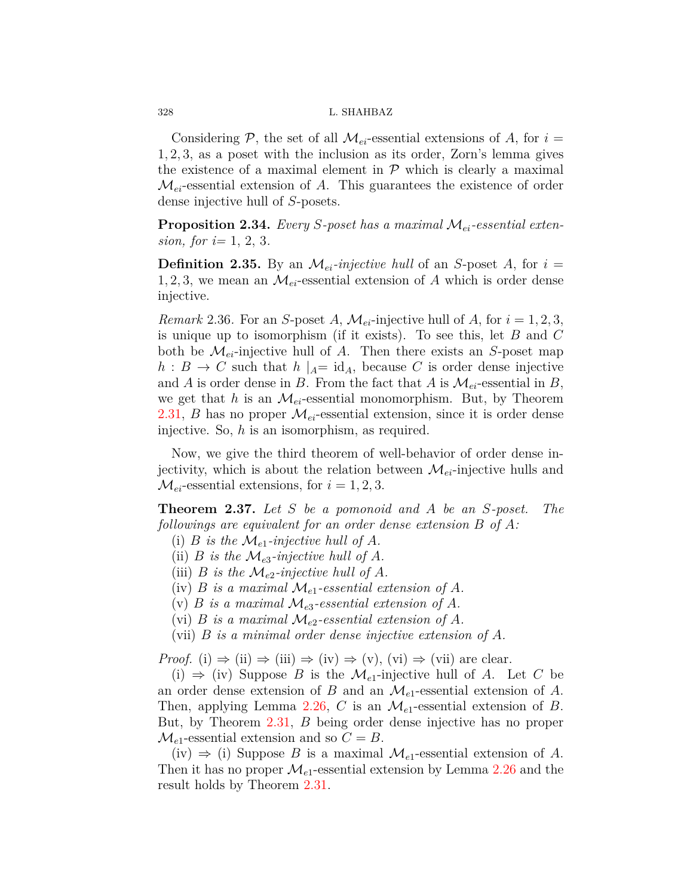Considering $\mathcal{P}$, the set of all $\mathcal{M}_{ei}$-essential extensions of $A$, for $i = 1, 2, 3$, as a poset with the inclusion as its order, Zorn's lemma gives the existence of a maximal element in $\mathcal{P}$ which is clearly a maximal $\mathcal{M}_{ei}$-essential extension of $A$. This guarantees the existence of order dense injective hull of $S$-posets.

**Proposition 2.34.** *Every $S$-poset has a maximal $\mathcal{M}_{ei}$-essential extension, for $i$= 1, 2, 3.*

**Definition 2.35.** By an *$\mathcal{M}_{ei}$-injective hull* of an $S$-poset $A$, for $i = 1, 2, 3$, we mean an $\mathcal{M}_{ei}$-essential extension of $A$ which is order dense injective.

*Remark* 2.36. For an $S$-poset $A$, $\mathcal{M}_{ei}$-injective hull of $A$, for $i = 1, 2, 3$, is unique up to isomorphism (if it exists). To see this, let $B$ and $C$ both be $\mathcal{M}_{ei}$-injective hull of $A$. Then there exists an $S$-poset map $h : B \to C$ such that $h\mid_A = \mathrm{id}_A$, because $C$ is order dense injective and $A$ is order dense in $B$. From the fact that $A$ is $\mathcal{M}_{ei}$-essential in $B$, we get that $h$ is an $\mathcal{M}_{ei}$-essential monomorphism. But, by Theorem 2.31, $B$ has no proper $\mathcal{M}_{ei}$-essential extension, since it is order dense injective. So, $h$ is an isomorphism, as required.

Now, we give the third theorem of well-behavior of order dense injectivity, which is about the relation between $\mathcal{M}_{ei}$-injective hulls and $\mathcal{M}_{ei}$-essential extensions, for $i = 1, 2, 3$.

**Theorem 2.37.** *Let $S$ be a pomonoid and $A$ be an $S$-poset. The followings are equivalent for an order dense extension $B$ of $A$:*

(i) *$B$ is the $\mathcal{M}_{e1}$-injective hull of $A$.*
(ii) *$B$ is the $\mathcal{M}_{e3}$-injective hull of $A$.*
(iii) *$B$ is the $\mathcal{M}_{e2}$-injective hull of $A$.*
(iv) *$B$ is a maximal $\mathcal{M}_{e1}$-essential extension of $A$.*
(v) *$B$ is a maximal $\mathcal{M}_{e3}$-essential extension of $A$.*
(vi) *$B$ is a maximal $\mathcal{M}_{e2}$-essential extension of $A$.*
(vii) *$B$ is a minimal order dense injective extension of $A$.*

*Proof.* (i) $\Rightarrow$ (ii) $\Rightarrow$ (iii) $\Rightarrow$ (iv) $\Rightarrow$ (v), (vi) $\Rightarrow$ (vii) are clear.

(i) $\Rightarrow$ (iv) Suppose $B$ is the $\mathcal{M}_{e1}$-injective hull of $A$. Let $C$ be an order dense extension of $B$ and an $\mathcal{M}_{e1}$-essential extension of $A$. Then, applying Lemma 2.26, $C$ is an $\mathcal{M}_{e1}$-essential extension of $B$. But, by Theorem 2.31, $B$ being order dense injective has no proper $\mathcal{M}_{e1}$-essential extension and so $C = B$.

(iv) $\Rightarrow$ (i) Suppose $B$ is a maximal $\mathcal{M}_{e1}$-essential extension of $A$. Then it has no proper $\mathcal{M}_{e1}$-essential extension by Lemma 2.26 and the result holds by Theorem 2.31.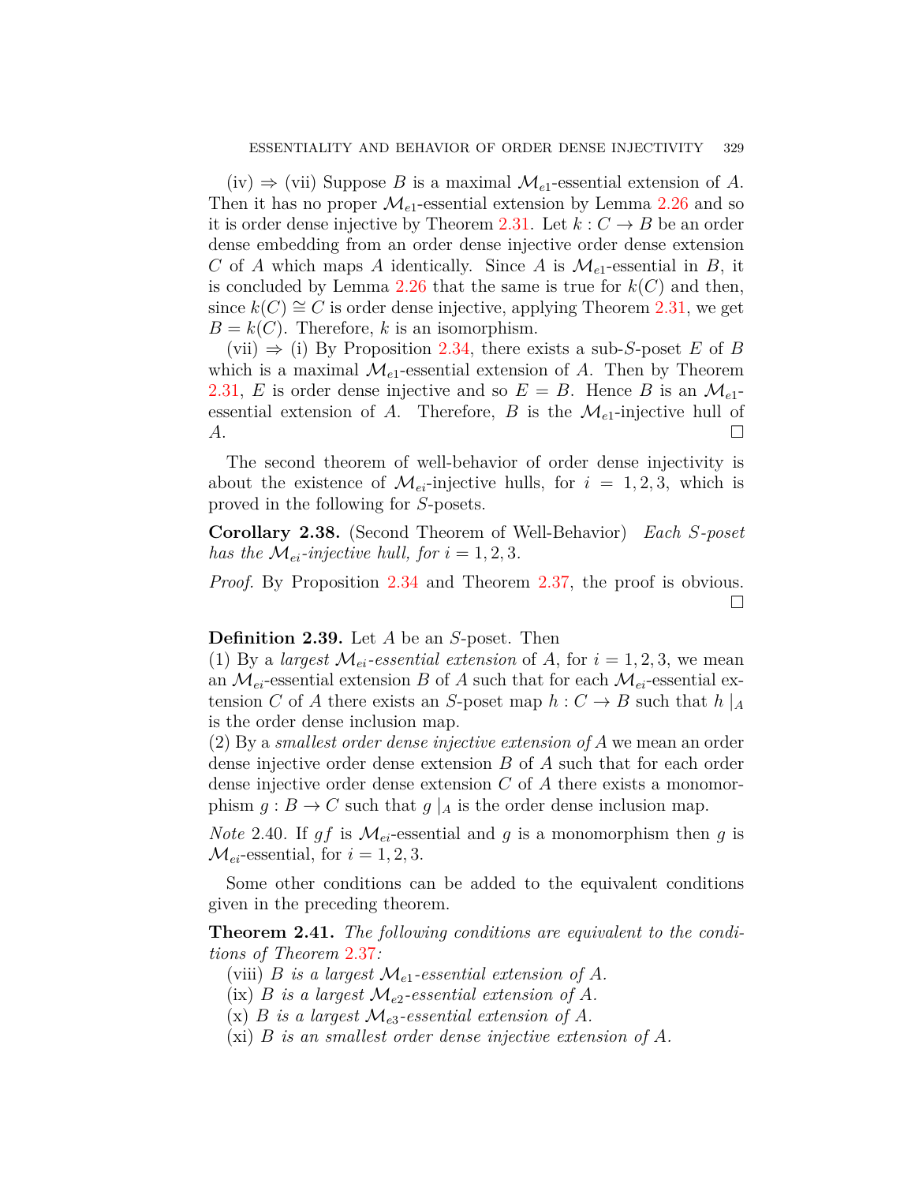(iv) ⇒ (vii) Suppose $B$ is a maximal $\mathcal{M}_{e1}$-essential extension of $A$. Then it has no proper $\mathcal{M}_{e1}$-essential extension by Lemma 2.26 and so it is order dense injective by Theorem 2.31. Let $k : C \to B$ be an order dense embedding from an order dense injective order dense extension $C$ of $A$ which maps $A$ identically. Since $A$ is $\mathcal{M}_{e1}$-essential in $B$, it is concluded by Lemma 2.26 that the same is true for $k(C)$ and then, since $k(C) \cong C$ is order dense injective, applying Theorem 2.31, we get $B = k(C)$. Therefore, $k$ is an isomorphism.

(vii) ⇒ (i) By Proposition 2.34, there exists a sub-$S$-poset $E$ of $B$ which is a maximal $\mathcal{M}_{e1}$-essential extension of $A$. Then by Theorem 2.31, $E$ is order dense injective and so $E = B$. Hence $B$ is an $\mathcal{M}_{e1}$-essential extension of $A$. Therefore, $B$ is the $\mathcal{M}_{e1}$-injective hull of $A$. □

The second theorem of well-behavior of order dense injectivity is about the existence of $\mathcal{M}_{ei}$-injective hulls, for $i = 1, 2, 3$, which is proved in the following for $S$-posets.

**Corollary 2.38.** (Second Theorem of Well-Behavior) *Each $S$-poset has the $\mathcal{M}_{ei}$-injective hull, for $i = 1, 2, 3$.*

*Proof.* By Proposition 2.34 and Theorem 2.37, the proof is obvious. □

**Definition 2.39.** Let $A$ be an $S$-poset. Then
(1) By a *largest $\mathcal{M}_{ei}$-essential extension* of $A$, for $i = 1, 2, 3$, we mean an $\mathcal{M}_{ei}$-essential extension $B$ of $A$ such that for each $\mathcal{M}_{ei}$-essential extension $C$ of $A$ there exists an $S$-poset map $h : C \to B$ such that $h\,|_A$ is the order dense inclusion map.
(2) By a *smallest order dense injective extension of* $A$ we mean an order dense injective order dense extension $B$ of $A$ such that for each order dense injective order dense extension $C$ of $A$ there exists a monomorphism $g : B \to C$ such that $g\,|_A$ is the order dense inclusion map.

*Note* 2.40. If $gf$ is $\mathcal{M}_{ei}$-essential and $g$ is a monomorphism then $g$ is $\mathcal{M}_{ei}$-essential, for $i = 1, 2, 3$.

Some other conditions can be added to the equivalent conditions given in the preceding theorem.

**Theorem 2.41.** *The following conditions are equivalent to the conditions of Theorem 2.37:*

(viii) *$B$ is a largest $\mathcal{M}_{e1}$-essential extension of $A$.*
(ix) *$B$ is a largest $\mathcal{M}_{e2}$-essential extension of $A$.*
(x) *$B$ is a largest $\mathcal{M}_{e3}$-essential extension of $A$.*
(xi) *$B$ is an smallest order dense injective extension of $A$.*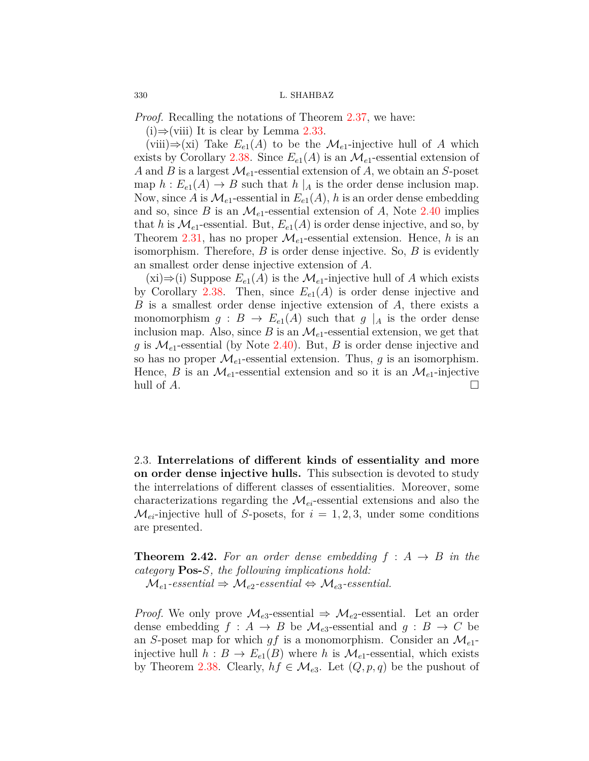*Proof.* Recalling the notations of Theorem 2.37, we have:

(i)⇒(viii) It is clear by Lemma 2.33.

(viii)⇒(xi) Take $E_{e1}(A)$ to be the $\mathcal{M}_{e1}$-injective hull of $A$ which exists by Corollary 2.38. Since $E_{e1}(A)$ is an $\mathcal{M}_{e1}$-essential extension of $A$ and $B$ is a largest $\mathcal{M}_{e1}$-essential extension of $A$, we obtain an $S$-poset map $h : E_{e1}(A) \to B$ such that $h\mid_A$ is the order dense inclusion map. Now, since $A$ is $\mathcal{M}_{e1}$-essential in $E_{e1}(A)$, $h$ is an order dense embedding and so, since $B$ is an $\mathcal{M}_{e1}$-essential extension of $A$, Note 2.40 implies that $h$ is $\mathcal{M}_{e1}$-essential. But, $E_{e1}(A)$ is order dense injective, and so, by Theorem 2.31, has no proper $\mathcal{M}_{e1}$-essential extension. Hence, $h$ is an isomorphism. Therefore, $B$ is order dense injective. So, $B$ is evidently an smallest order dense injective extension of $A$.

(xi)⇒(i) Suppose $E_{e1}(A)$ is the $\mathcal{M}_{e1}$-injective hull of $A$ which exists by Corollary 2.38. Then, since $E_{e1}(A)$ is order dense injective and $B$ is a smallest order dense injective extension of $A$, there exists a monomorphism $g : B \to E_{e1}(A)$ such that $g\mid_A$ is the order dense inclusion map. Also, since $B$ is an $\mathcal{M}_{e1}$-essential extension, we get that $g$ is $\mathcal{M}_{e1}$-essential (by Note 2.40). But, $B$ is order dense injective and so has no proper $\mathcal{M}_{e1}$-essential extension. Thus, $g$ is an isomorphism. Hence, $B$ is an $\mathcal{M}_{e1}$-essential extension and so it is an $\mathcal{M}_{e1}$-injective hull of $A$. □

### 2.3. Interrelations of different kinds of essentiality and more on order dense injective hulls.

This subsection is devoted to study the interrelations of different classes of essentialities. Moreover, some characterizations regarding the $\mathcal{M}_{ei}$-essential extensions and also the $\mathcal{M}_{ei}$-injective hull of $S$-posets, for $i = 1, 2, 3$, under some conditions are presented.

**Theorem 2.42.** *For an order dense embedding $f : A \to B$ in the category* **Pos-**$S$*, the following implications hold:*
*$\mathcal{M}_{e1}$-essential ⇒ $\mathcal{M}_{e2}$-essential ⇔ $\mathcal{M}_{e3}$-essential.*

*Proof.* We only prove $\mathcal{M}_{e3}$-essential ⇒ $\mathcal{M}_{e2}$-essential. Let an order dense embedding $f : A \to B$ be $\mathcal{M}_{e3}$-essential and $g : B \to C$ be an $S$-poset map for which $gf$ is a monomorphism. Consider an $\mathcal{M}_{e1}$-injective hull $h : B \to E_{e1}(B)$ where $h$ is $\mathcal{M}_{e1}$-essential, which exists by Theorem 2.38. Clearly, $hf \in \mathcal{M}_{e3}$. Let $(Q, p, q)$ be the pushout of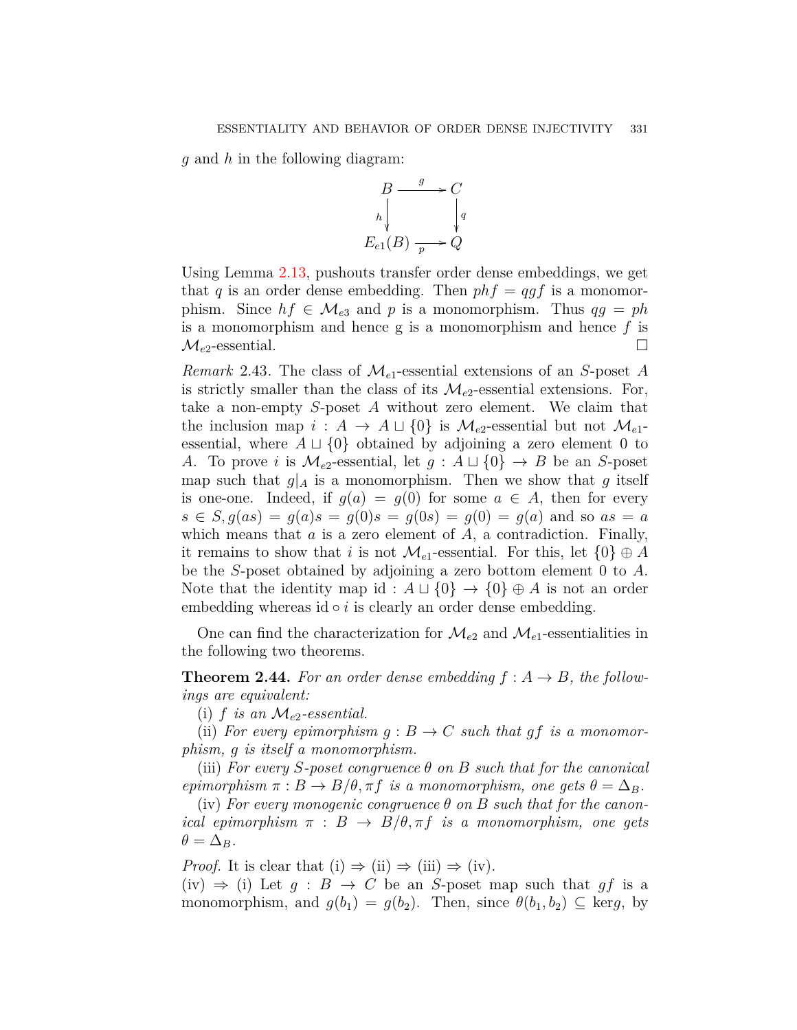$g$ and $h$ in the following diagram:

$$
\begin{array}{ccc}
B & \xrightarrow{g} & C \\
{\scriptstyle h}\downarrow & & \downarrow{\scriptstyle q} \\
E_{e1}(B) & \xrightarrow[p]{} & Q
\end{array}
$$

Using Lemma 2.13, pushouts transfer order dense embeddings, we get that $q$ is an order dense embedding. Then $phf = qgf$ is a monomorphism. Since $hf \in \mathcal{M}_{e3}$ and $p$ is a monomorphism. Thus $qg = ph$ is a monomorphism and hence g is a monomorphism and hence $f$ is $\mathcal{M}_{e2}$-essential. $\square$

*Remark* 2.43. The class of $\mathcal{M}_{e1}$-essential extensions of an $S$-poset $A$ is strictly smaller than the class of its $\mathcal{M}_{e2}$-essential extensions. For, take a non-empty $S$-poset $A$ without zero element. We claim that the inclusion map $i : A \to A \sqcup \{0\}$ is $\mathcal{M}_{e2}$-essential but not $\mathcal{M}_{e1}$-essential, where $A \sqcup \{0\}$ obtained by adjoining a zero element 0 to $A$. To prove $i$ is $\mathcal{M}_{e2}$-essential, let $g : A \sqcup \{0\} \to B$ be an $S$-poset map such that $g|_A$ is a monomorphism. Then we show that $g$ itself is one-one. Indeed, if $g(a) = g(0)$ for some $a \in A$, then for every $s \in S, g(as) = g(a)s = g(0)s = g(0s) = g(0) = g(a)$ and so $as = a$ which means that $a$ is a zero element of $A$, a contradiction. Finally, it remains to show that $i$ is not $\mathcal{M}_{e1}$-essential. For this, let $\{0\} \oplus A$ be the $S$-poset obtained by adjoining a zero bottom element 0 to $A$. Note that the identity map $\mathrm{id} : A \sqcup \{0\} \to \{0\} \oplus A$ is not an order embedding whereas $\mathrm{id} \circ i$ is clearly an order dense embedding.

One can find the characterization for $\mathcal{M}_{e2}$ and $\mathcal{M}_{e1}$-essentialities in the following two theorems.

**Theorem 2.44.** *For an order dense embedding $f : A \to B$, the followings are equivalent:*

(i) *$f$ is an $\mathcal{M}_{e2}$-essential.*

(ii) *For every epimorphism $g : B \to C$ such that $gf$ is a monomorphism, $g$ is itself a monomorphism.*

(iii) *For every $S$-poset congruence $\theta$ on $B$ such that for the canonical epimorphism $\pi : B \to B/\theta, \pi f$ is a monomorphism, one gets $\theta = \Delta_B$.*

(iv) *For every monogenic congruence $\theta$ on $B$ such that for the canonical epimorphism $\pi : B \to B/\theta, \pi f$ is a monomorphism, one gets $\theta = \Delta_B$.*

*Proof.* It is clear that (i) $\Rightarrow$ (ii) $\Rightarrow$ (iii) $\Rightarrow$ (iv).
(iv) $\Rightarrow$ (i) Let $g : B \to C$ be an $S$-poset map such that $gf$ is a monomorphism, and $g(b_1) = g(b_2)$. Then, since $\theta(b_1, b_2) \subseteq \ker g$, by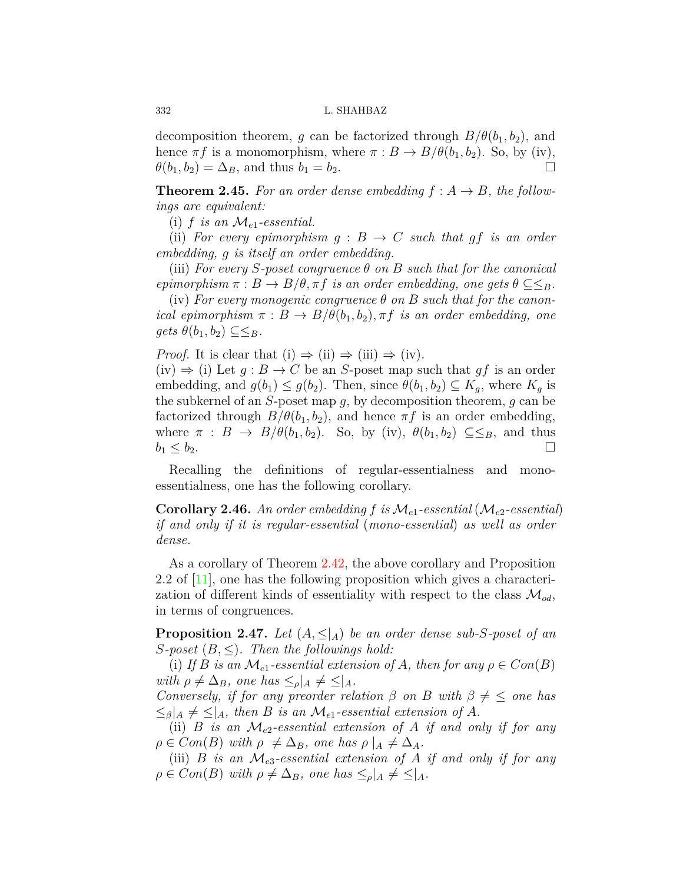decomposition theorem, $g$ can be factorized through $B/\theta(b_1, b_2)$, and hence $\pi f$ is a monomorphism, where $\pi : B \to B/\theta(b_1, b_2)$. So, by (iv), $\theta(b_1, b_2) = \Delta_B$, and thus $b_1 = b_2$. □

**Theorem 2.45.** *For an order dense embedding $f : A \to B$, the followings are equivalent:*

(i) *$f$ is an $\mathcal{M}_{e1}$-essential.*

(ii) *For every epimorphism $g : B \to C$ such that $gf$ is an order embedding, $g$ is itself an order embedding.*

(iii) *For every $S$-poset congruence $\theta$ on $B$ such that for the canonical epimorphism $\pi : B \to B/\theta, \pi f$ is an order embedding, one gets $\theta \subseteq \leq_B$.*

(iv) *For every monogenic congruence $\theta$ on $B$ such that for the canonical epimorphism $\pi : B \to B/\theta(b_1, b_2), \pi f$ is an order embedding, one gets $\theta(b_1, b_2) \subseteq \leq_B$.*

*Proof.* It is clear that (i) ⇒ (ii) ⇒ (iii) ⇒ (iv).
(iv) ⇒ (i) Let $g : B \to C$ be an $S$-poset map such that $gf$ is an order embedding, and $g(b_1) \leq g(b_2)$. Then, since $\theta(b_1, b_2) \subseteq K_g$, where $K_g$ is the subkernel of an $S$-poset map $g$, by decomposition theorem, $g$ can be factorized through $B/\theta(b_1, b_2)$, and hence $\pi f$ is an order embedding, where $\pi : B \to B/\theta(b_1, b_2)$. So, by (iv), $\theta(b_1, b_2) \subseteq \leq_B$, and thus $b_1 \leq b_2$. □

Recalling the definitions of regular-essentialness and mono-essentialness, one has the following corollary.

**Corollary 2.46.** *An order embedding $f$ is $\mathcal{M}_{e1}$-essential ($\mathcal{M}_{e2}$-essential) if and only if it is regular-essential (mono-essential) as well as order dense.*

As a corollary of Theorem 2.42, the above corollary and Proposition 2.2 of [11], one has the following proposition which gives a characterization of different kinds of essentiality with respect to the class $\mathcal{M}_{od}$, in terms of congruences.

**Proposition 2.47.** *Let $(A, \leq|_A)$ be an order dense sub-$S$-poset of an $S$-poset $(B, \leq)$. Then the followings hold:*

(i) *If $B$ is an $\mathcal{M}_{e1}$-essential extension of $A$, then for any $\rho \in Con(B)$ with $\rho \neq \Delta_B$, one has $\leq_\rho|_A \neq \leq|_A$.*
*Conversely, if for any preorder relation $\beta$ on $B$ with $\beta \neq \leq$ one has $\leq_\beta|_A \neq \leq|_A$, then $B$ is an $\mathcal{M}_{e1}$-essential extension of $A$.*

(ii) *$B$ is an $\mathcal{M}_{e2}$-essential extension of $A$ if and only if for any $\rho \in Con(B)$ with $\rho \neq \Delta_B$, one has $\rho|_A \neq \Delta_A$.*

(iii) *$B$ is an $\mathcal{M}_{e3}$-essential extension of $A$ if and only if for any $\rho \in Con(B)$ with $\rho \neq \Delta_B$, one has $\leq_\rho|_A \neq \leq|_A$.*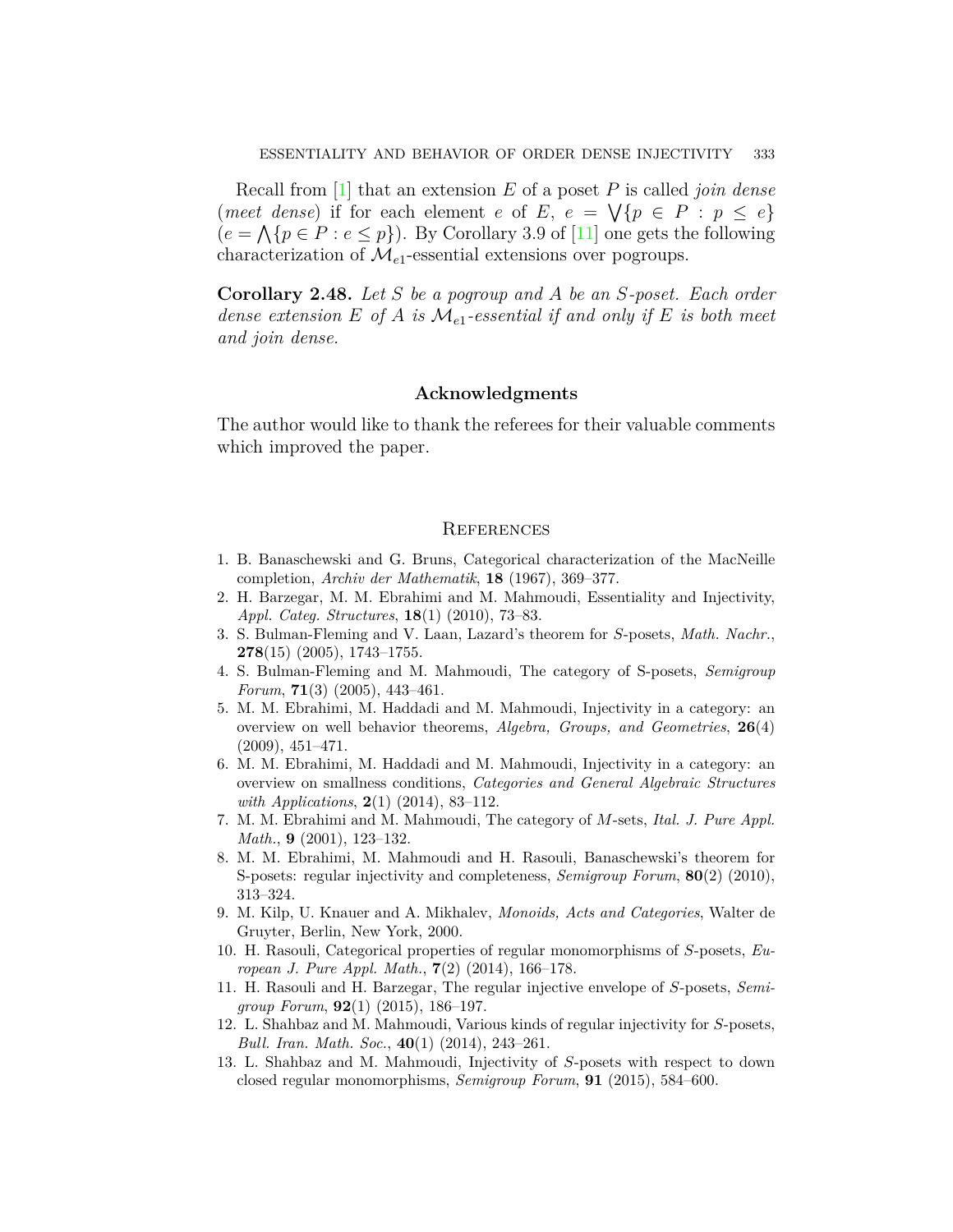Recall from [1] that an extension $E$ of a poset $P$ is called *join dense* (*meet dense*) if for each element $e$ of $E$, $e = \bigvee\{p \in P : p \leq e\}$ $(e = \bigwedge\{p \in P : e \leq p\})$. By Corollary 3.9 of [11] one gets the following characterization of $\mathcal{M}_{e1}$-essential extensions over pogroups.

**Corollary 2.48.** *Let $S$ be a pogroup and $A$ be an $S$-poset. Each order dense extension $E$ of $A$ is $\mathcal{M}_{e1}$-essential if and only if $E$ is both meet and join dense.*

## Acknowledgments

The author would like to thank the referees for their valuable comments which improved the paper.

## References

1. B. Banaschewski and G. Bruns, Categorical characterization of the MacNeille completion, *Archiv der Mathematik*, **18** (1967), 369–377.
2. H. Barzegar, M. M. Ebrahimi and M. Mahmoudi, Essentiality and Injectivity, *Appl. Categ. Structures*, **18**(1) (2010), 73–83.
3. S. Bulman-Fleming and V. Laan, Lazard's theorem for $S$-posets, *Math. Nachr.*, **278**(15) (2005), 1743–1755.
4. S. Bulman-Fleming and M. Mahmoudi, The category of S-posets, *Semigroup Forum*, **71**(3) (2005), 443–461.
5. M. M. Ebrahimi, M. Haddadi and M. Mahmoudi, Injectivity in a category: an overview on well behavior theorems, *Algebra, Groups, and Geometries*, **26**(4) (2009), 451–471.
6. M. M. Ebrahimi, M. Haddadi and M. Mahmoudi, Injectivity in a category: an overview on smallness conditions, *Categories and General Algebraic Structures with Applications*, **2**(1) (2014), 83–112.
7. M. M. Ebrahimi and M. Mahmoudi, The category of $M$-sets, *Ital. J. Pure Appl. Math.*, **9** (2001), 123–132.
8. M. M. Ebrahimi, M. Mahmoudi and H. Rasouli, Banaschewski's theorem for S-posets: regular injectivity and completeness, *Semigroup Forum*, **80**(2) (2010), 313–324.
9. M. Kilp, U. Knauer and A. Mikhalev, *Monoids, Acts and Categories*, Walter de Gruyter, Berlin, New York, 2000.
10. H. Rasouli, Categorical properties of regular monomorphisms of $S$-posets, *European J. Pure Appl. Math.*, **7**(2) (2014), 166–178.
11. H. Rasouli and H. Barzegar, The regular injective envelope of $S$-posets, *Semigroup Forum*, **92**(1) (2015), 186–197.
12. L. Shahbaz and M. Mahmoudi, Various kinds of regular injectivity for $S$-posets, *Bull. Iran. Math. Soc.*, **40**(1) (2014), 243–261.
13. L. Shahbaz and M. Mahmoudi, Injectivity of $S$-posets with respect to down closed regular monomorphisms, *Semigroup Forum*, **91** (2015), 584–600.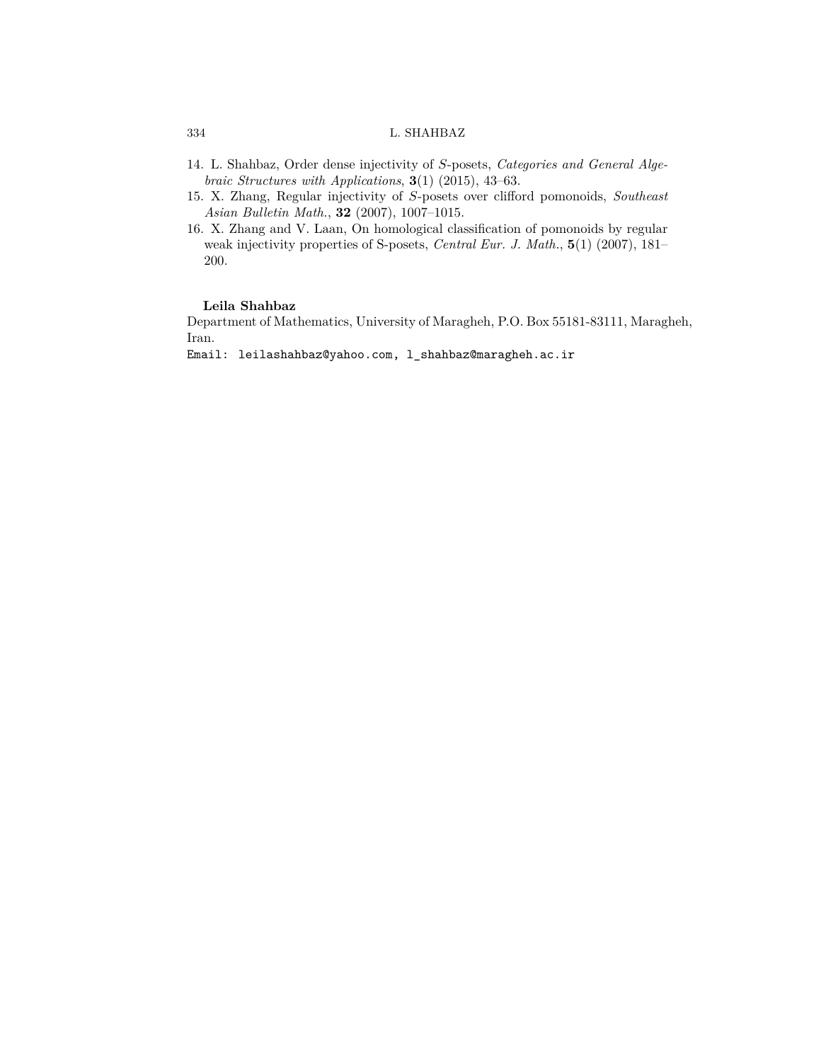14. L. Shahbaz, Order dense injectivity of $S$-posets, *Categories and General Algebraic Structures with Applications*, **3**(1) (2015), 43–63.
15. X. Zhang, Regular injectivity of $S$-posets over clifford pomonoids, *Southeast Asian Bulletin Math.*, **32** (2007), 1007–1015.
16. X. Zhang and V. Laan, On homological classification of pomonoids by regular weak injectivity properties of S-posets, *Central Eur. J. Math.*, **5**(1) (2007), 181–200.

**Leila Shahbaz**

Department of Mathematics, University of Maragheh, P.O. Box 55181-83111, Maragheh, Iran.

Email: leilashahbaz@yahoo.com, l_shahbaz@maragheh.ac.ir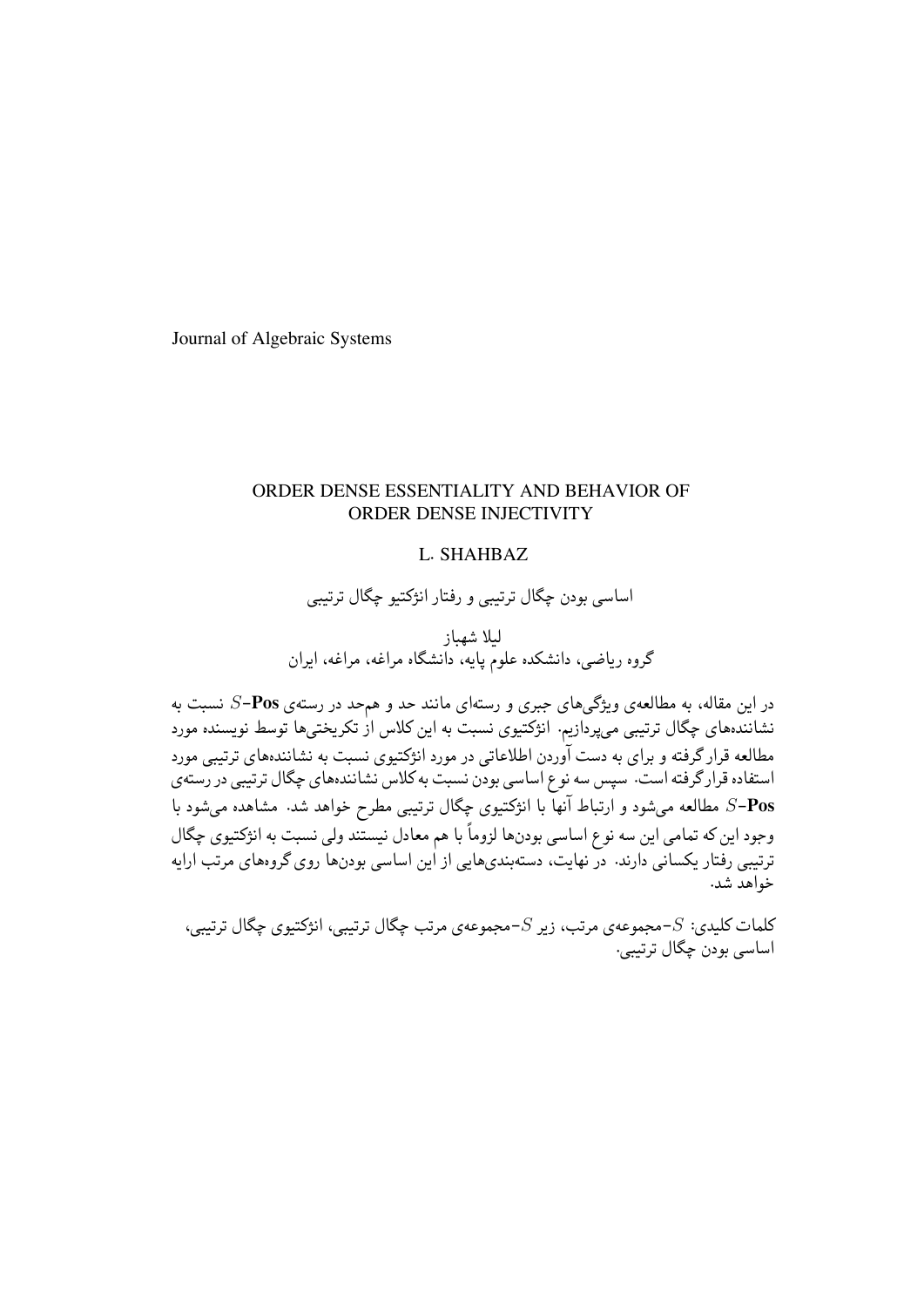Journal of Algebraic Systems

# ORDER DENSE ESSENTIALITY AND BEHAVIOR OF ORDER DENSE INJECTIVITY

## L. SHAHBAZ

## اساسی بودن چگال ترتیبی و رفتار انژکتیو چگال ترتیبی

لیلا شهباز

گروه ریاضی، دانشکده علوم پایه، دانشگاه مراغه، مراغه، ایران

در این مقاله، به مطالعه‌ی ویژگی‌های جبری و رسته‌ای مانند حد و هم‌حد در رسته‌ی $S$-**Pos** نسبت به نشانند‌ه‌های چگال ترتیبی می‌پردازیم. انژکتیوی نسبت به این کلاس از تکریختی‌ها توسط نویسنده مورد مطالعه قرار گرفته و برای به دست آوردن اطلاعاتی در مورد انژکتیوی نسبت به نشانند‌ه‌های ترتیبی مورد استفاده قرار گرفته است. سپس سه نوع اساسی بودن نسبت به کلاس نشانند‌ه‌های چگال ترتیبی در رسته‌ی $S$-**Pos** مطالعه می‌شود و ارتباط آنها با انژکتیوی چگال ترتیبی مطرح خواهد شد. مشاهده می‌شود با وجود این که تمامی این سه نوع اساسی بودن‌ها لزوماً با هم معادل نیستند ولی نسبت به انژکتیوی چگال ترتیبی رفتار یکسانی دارند. در نهایت، دسته‌بندی‌هایی از این اساسی بودن‌ها روی گروه‌های مرتب ارایه خواهد شد.

کلمات کلیدی: $S$-مجموعه‌ی مرتب، زیر $S$-مجموعه‌ی مرتب چگال ترتیبی، انژکتیوی چگال ترتیبی، اساسی بودن چگال ترتیبی.